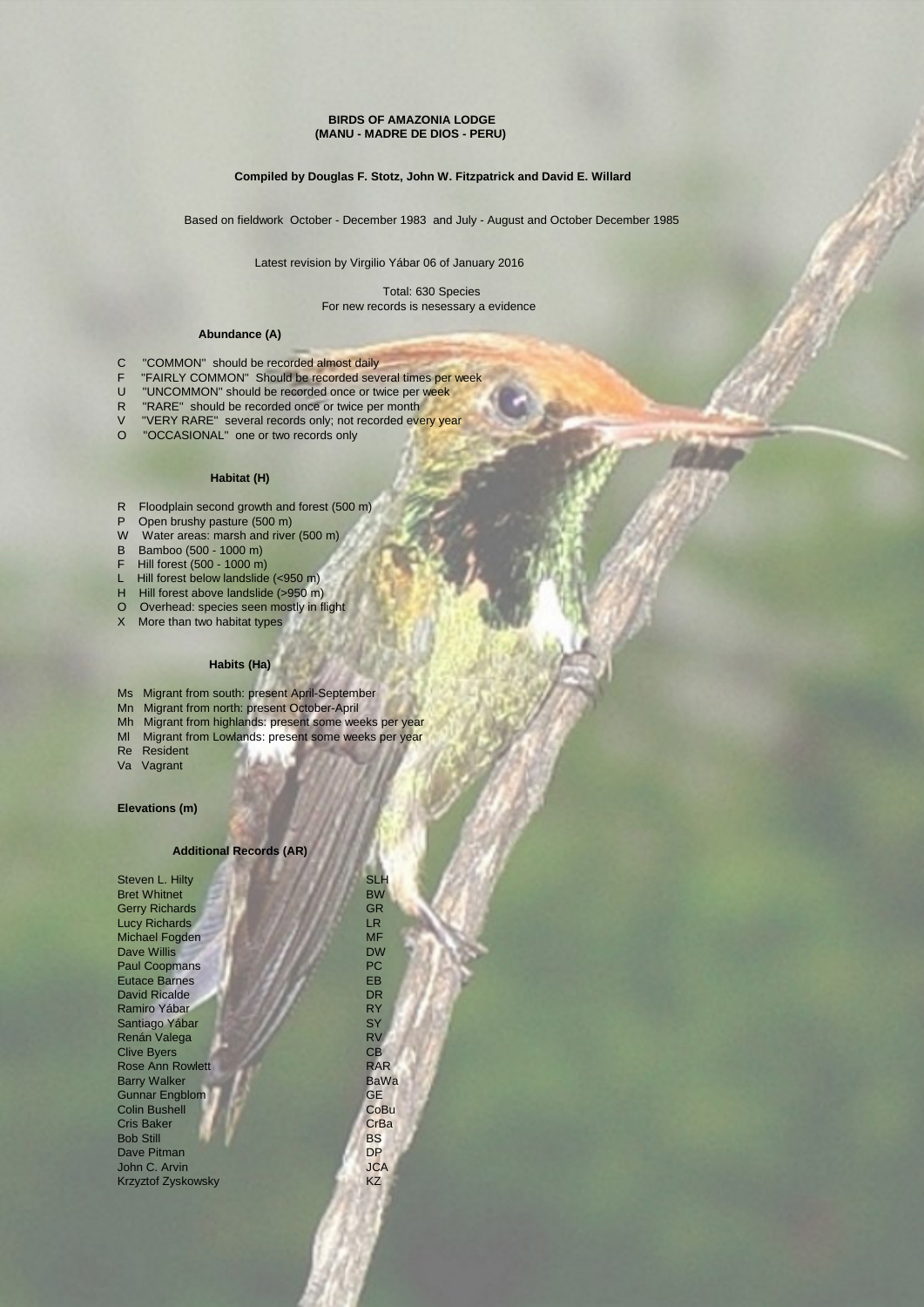# BIRDS OF AMAZONIA LODGE
## (MANU - MADRE DE DIOS - PERU)

**Compiled by Douglas F. Stotz, John W. Fitzpatrick and David E. Willard**

Based on fieldwork October - December 1983 and July - August and October December 1985

Latest revision by Virgilio Yábar 06 of January 2016

Total: 630 Species
For new records is nesessary a evidence

### Abundance (A)

- C "COMMON" should be recorded almost daily
- F "FAIRLY COMMON" Should be recorded several times per week
- U "UNCOMMON" should be recorded once or twice per week
- R "RARE" should be recorded once or twice per month
- V "VERY RARE" several records only; not recorded every year
- O "OCCASIONAL" one or two records only

### Habitat (H)

- R Floodplain second growth and forest (500 m)
- P Open brushy pasture (500 m)
- W Water areas: marsh and river (500 m)
- B Bamboo (500 - 1000 m)
- F Hill forest (500 - 1000 m)
- L Hill forest below landslide (<950 m)
- H Hill forest above landslide (>950 m)
- O Overhead: species seen mostly in flight
- X More than two habitat types

### Habits (Ha)

- Ms Migrant from south: present April-September
- Mn Migrant from north: present October-April
- Mh Migrant from highlands: present some weeks per year
- Ml Migrant from Lowlands: present some weeks per year
- Re Resident
- Va Vagrant

### Elevations (m)

### Additional Records (AR)

| Name | Code |
|---|---|
| Steven L. Hilty | SLH |
| Bret Whitnet | BW |
| Gerry Richards | GR |
| Lucy Richards | LR |
| Michael Fogden | MF |
| Dave Willis | DW |
| Paul Coopmans | PC |
| Eutace Barnes | EB |
| David Ricalde | DR |
| Ramiro Yábar | RY |
| Santiago Yábar | SY |
| Renán Valega | RV |
| Clive Byers | CB |
| Rose Ann Rowlett | RAR |
| Barry Walker | BaWa |
| Gunnar Engblom | GE |
| Colin Bushell | CoBu |
| Cris Baker | CrBa |
| Bob Still | BS |
| Dave Pitman | DP |
| John C. Arvin | JCA |
| Krzyztof Zyskowsky | KZ |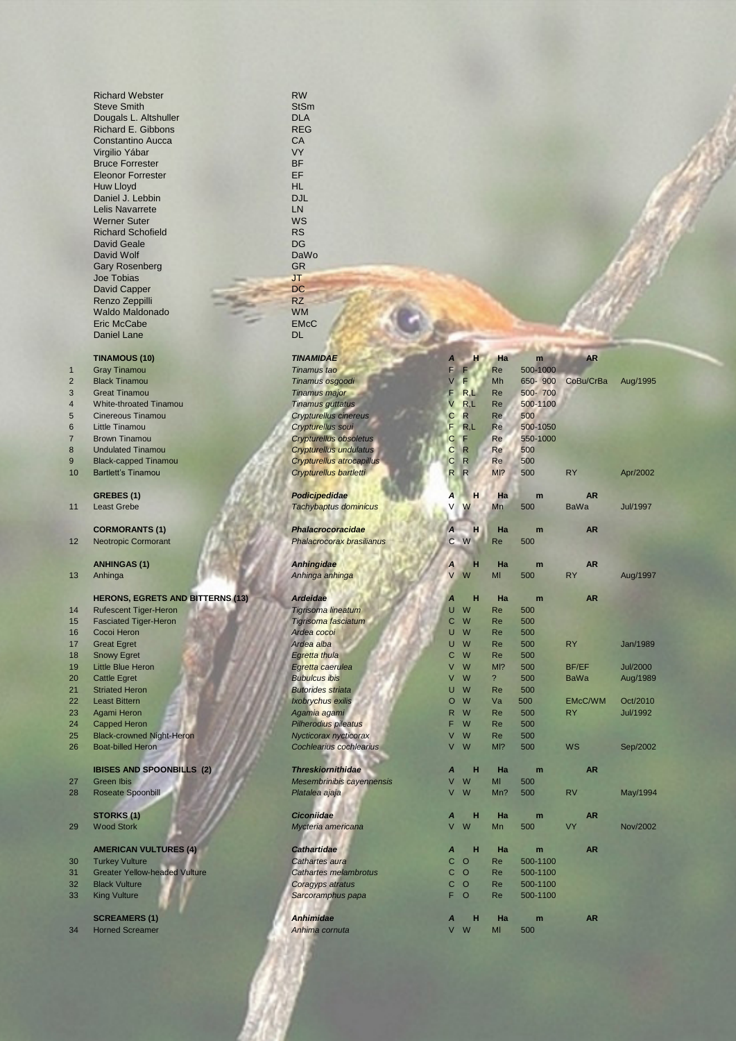| | |
|---|---|
| Richard Webster | RW |
| Steve Smith | StSm |
| Dougals L. Altshuller | DLA |
| Richard E. Gibbons | REG |
| Constantino Aucca | CA |
| Virgilio Yábar | VY |
| Bruce Forrester | BF |
| Eleonor Forrester | EF |
| Huw Lloyd | HL |
| Daniel J. Lebbin | DJL |
| Lelis Navarrete | LN |
| Werner Suter | WS |
| Richard Schofield | RS |
| David Geale | DG |
| David Wolf | DaWo |
| Gary Rosenberg | GR |
| Joe Tobias | JT |
| David Capper | DC |
| Renzo Zeppilli | RZ |
| Waldo Maldonado | WM |
| Eric McCabe | EMcC |
| Daniel Lane | DL |

| | | | | | | | | |
|---|---|---|---|---|---|---|---|---|
| | **TINAMOUS (10)** | ***TINAMIDAE*** | ***A*** | **H** | **Ha** | **m** | **AR** | |
| 1 | Gray Tinamou | *Tinamus tao* | F | F | Re | 500-1000 | | |
| 2 | Black Tinamou | *Tinamus osgoodi* | V | F | Mh | 650- 900 | CoBu/CrBa | Aug/1995 |
| 3 | Great Tinamou | *Tinamus major* | F | R,L | Re | 500- 700 | | |
| 4 | White-throated Tinamou | *Tinamus guttatus* | V | R,L | Re | 500-1100 | | |
| 5 | Cinereous Tinamou | *Crypturellus cinereus* | C | R | Re | 500 | | |
| 6 | Little Tinamou | *Crypturellus soui* | F | R,L | Re | 500-1050 | | |
| 7 | Brown Tinamou | *Crypturellus obsoletus* | C | F | Re | 550-1000 | | |
| 8 | Undulated Tinamou | *Crypturellus undulatus* | C | R | Re | 500 | | |
| 9 | Black-capped Tinamou | *Crypturellus atrocapillus* | C | R | Re | 500 | | |
| 10 | Bartlett's Tinamou | *Crypturellus bartletti* | R | R | Ml? | 500 | RY | Apr/2002 |
| | **GREBES (1)** | ***Podicipedidae*** | ***A*** | **H** | **Ha** | **m** | **AR** | |
| 11 | Least Grebe | *Tachybaptus dominicus* | V | W | Mn | 500 | BaWa | Jul/1997 |
| | **CORMORANTS (1)** | ***Phalacrocoracidae*** | ***A*** | **H** | **Ha** | **m** | **AR** | |
| 12 | Neotropic Cormorant | *Phalacrocorax brasilianus* | C | W | Re | 500 | | |
| | **ANHINGAS (1)** | ***Anhingidae*** | ***A*** | **H** | **Ha** | **m** | **AR** | |
| 13 | Anhinga | *Anhinga anhinga* | V | W | Ml | 500 | RY | Aug/1997 |
| | **HERONS, EGRETS AND BITTERNS (13)** | ***Ardeidae*** | ***A*** | **H** | **Ha** | **m** | **AR** | |
| 14 | Rufescent Tiger-Heron | *Tigrisoma lineatum* | U | W | Re | 500 | | |
| 15 | Fasciated Tiger-Heron | *Tigrisoma fasciatum* | C | W | Re | 500 | | |
| 16 | Cocoi Heron | *Ardea cocoi* | U | W | Re | 500 | | |
| 17 | Great Egret | *Ardea alba* | U | W | Re | 500 | RY | Jan/1989 |
| 18 | Snowy Egret | *Egretta thula* | C | W | Re | 500 | | |
| 19 | Little Blue Heron | *Egretta caerulea* | V | W | Ml? | 500 | BF/EF | Jul/2000 |
| 20 | Cattle Egret | *Bubulcus ibis* | V | W | ? | 500 | BaWa | Aug/1989 |
| 21 | Striated Heron | *Butorides striata* | U | W | Re | 500 | | |
| 22 | Least Bittern | *Ixobrychus exilis* | O | W | Va | 500 | EMcC/WM | Oct/2010 |
| 23 | Agami Heron | *Agamia agami* | R | W | Re | 500 | RY | Jul/1992 |
| 24 | Capped Heron | *Pilherodius pileatus* | F | W | Re | 500 | | |
| 25 | Black-crowned Night-Heron | *Nycticorax nycticorax* | V | W | Re | 500 | | |
| 26 | Boat-billed Heron | *Cochlearius cochlearius* | V | W | Ml? | 500 | WS | Sep/2002 |
| | **IBISES AND SPOONBILLS (2)** | ***Threskiornithidae*** | ***A*** | **H** | **Ha** | **m** | **AR** | |
| 27 | Green Ibis | *Mesembrinibis cayennensis* | V | W | Ml | 500 | | |
| 28 | Roseate Spoonbill | *Platalea ajaja* | V | W | Mn? | 500 | RV | May/1994 |
| | **STORKS (1)** | ***Ciconiidae*** | ***A*** | **H** | **Ha** | **m** | **AR** | |
| 29 | Wood Stork | *Mycteria americana* | V | W | Mn | 500 | VY | Nov/2002 |
| | **AMERICAN VULTURES (4)** | ***Cathartidae*** | ***A*** | **H** | **Ha** | **m** | **AR** | |
| 30 | Turkey Vulture | *Cathartes aura* | C | O | Re | 500-1100 | | |
| 31 | Greater Yellow-headed Vulture | *Cathartes melambrotus* | C | O | Re | 500-1100 | | |
| 32 | Black Vulture | *Coragyps atratus* | C | O | Re | 500-1100 | | |
| 33 | King Vulture | *Sarcoramphus papa* | F | O | Re | 500-1100 | | |
| | **SCREAMERS (1)** | ***Anhimidae*** | ***A*** | **H** | **Ha** | **m** | **AR** | |
| 34 | Horned Screamer | *Anhima cornuta* | V | W | Ml | 500 | | |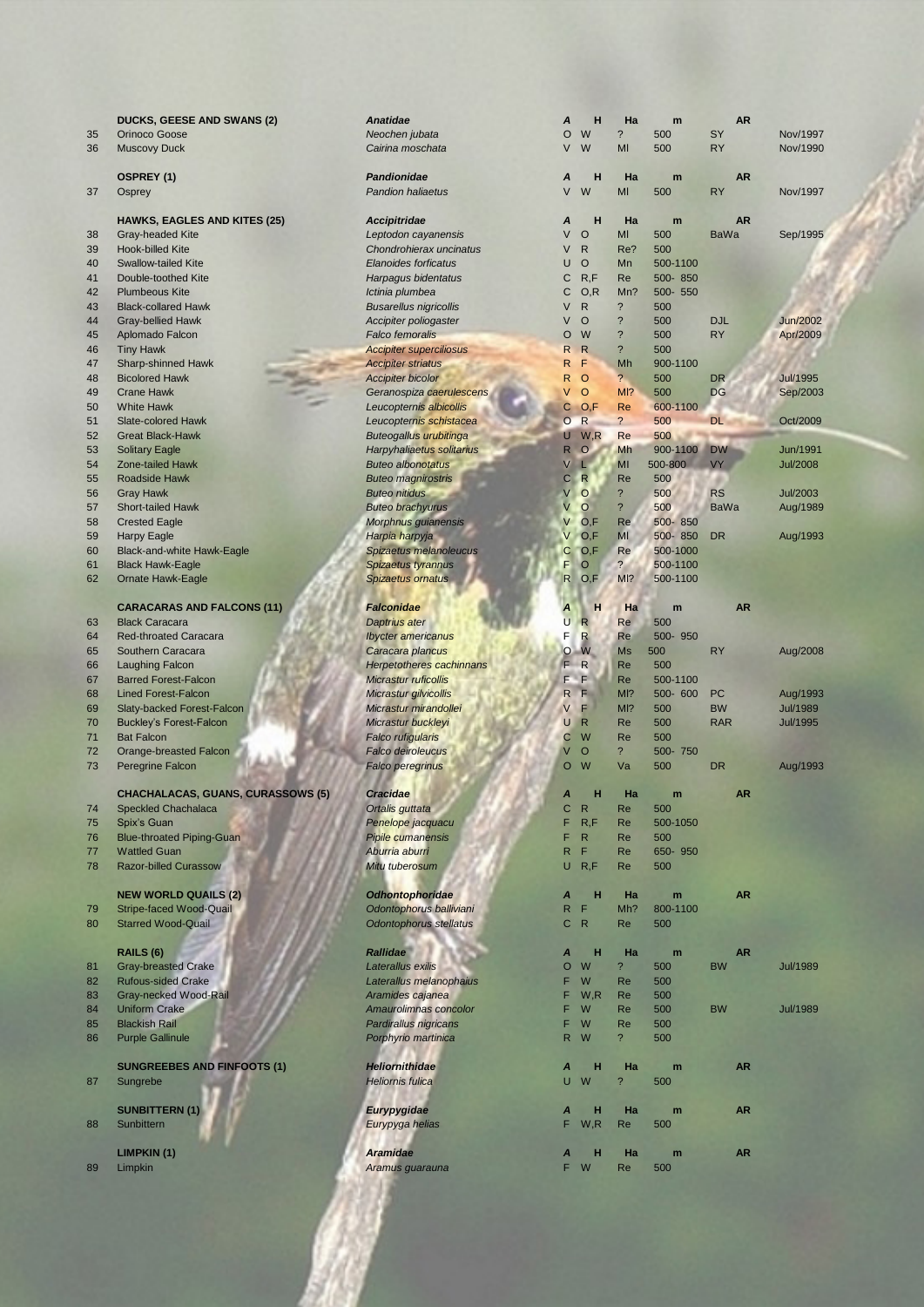| # | Species | Scientific name | A | H | Ha | m | AR | |
|---|---|---|---|---|---|---|---|---|
| | **DUCKS, GEESE AND SWANS (2)** | ***Anatidae*** | ***A*** | **H** | **Ha** | **m** | **AR** | |
| 35 | Orinoco Goose | *Neochen jubata* | O | W | ? | 500 | SY | Nov/1997 |
| 36 | Muscovy Duck | *Cairina moschata* | V | W | Ml | 500 | RY | Nov/1990 |
| | **OSPREY (1)** | ***Pandionidae*** | ***A*** | **H** | **Ha** | **m** | **AR** | |
| 37 | Osprey | *Pandion haliaetus* | V | W | Ml | 500 | RY | Nov/1997 |
| | **HAWKS, EAGLES AND KITES (25)** | ***Accipitridae*** | ***A*** | **H** | **Ha** | **m** | **AR** | |
| 38 | Gray-headed Kite | *Leptodon cayanensis* | V | O | Ml | 500 | BaWa | Sep/1995 |
| 39 | Hook-billed Kite | *Chondrohierax uncinatus* | V | R | Re? | 500 | | |
| 40 | Swallow-tailed Kite | *Elanoides forficatus* | U | O | Mn | 500-1100 | | |
| 41 | Double-toothed Kite | *Harpagus bidentatus* | C | R,F | Re | 500- 850 | | |
| 42 | Plumbeous Kite | *Ictinia plumbea* | C | O,R | Mn? | 500- 550 | | |
| 43 | Black-collared Hawk | *Busarellus nigricollis* | V | R | ? | 500 | | |
| 44 | Gray-bellied Hawk | *Accipiter poliogaster* | V | O | ? | 500 | DJL | Jun/2002 |
| 45 | Aplomado Falcon | *Falco femoralis* | O | W | ? | 500 | RY | Apr/2009 |
| 46 | Tiny Hawk | *Accipiter superciliosus* | R | R | ? | 500 | | |
| 47 | Sharp-shinned Hawk | *Accipiter striatus* | R | F | Mh | 900-1100 | | |
| 48 | Bicolored Hawk | *Accipiter bicolor* | R | O | ? | 500 | DR | Jul/1995 |
| 49 | Crane Hawk | *Geranospiza caerulescens* | V | O | Ml? | 500 | DG | Sep/2003 |
| 50 | White Hawk | *Leucopternis albicollis* | C | O,F | Re | 600-1100 | | |
| 51 | Slate-colored Hawk | *Leucopternis schistacea* | O | R | ? | 500 | DL | Oct/2009 |
| 52 | Great Black-Hawk | *Buteogallus urubitinga* | U | W,R | Re | 500 | | |
| 53 | Solitary Eagle | *Harpyhaliaetus solitarius* | R | O | Mh | 900-1100 | DW | Jun/1991 |
| 54 | Zone-tailed Hawk | *Buteo albonotatus* | V | L | Ml | 500-800 | VY | Jul/2008 |
| 55 | Roadside Hawk | *Buteo magnirostris* | C | R | Re | 500 | | |
| 56 | Gray Hawk | *Buteo nitidus* | V | O | ? | 500 | RS | Jul/2003 |
| 57 | Short-tailed Hawk | *Buteo brachyurus* | V | O | ? | 500 | BaWa | Aug/1989 |
| 58 | Crested Eagle | *Morphnus guianensis* | V | O,F | Re | 500- 850 | | |
| 59 | Harpy Eagle | *Harpia harpyja* | V | O,F | Ml | 500- 850 | DR | Aug/1993 |
| 60 | Black-and-white Hawk-Eagle | *Spizaetus melanoleucus* | C | O,F | Re | 500-1000 | | |
| 61 | Black Hawk-Eagle | *Spizaetus tyrannus* | F | O | ? | 500-1100 | | |
| 62 | Ornate Hawk-Eagle | *Spizaetus ornatus* | R | O,F | Ml? | 500-1100 | | |
| | **CARACARAS AND FALCONS (11)** | ***Falconidae*** | ***A*** | **H** | **Ha** | **m** | **AR** | |
| 63 | Black Caracara | *Daptrius ater* | U | R | Re | 500 | | |
| 64 | Red-throated Caracara | *Ibycter americanus* | F | R | Re | 500- 950 | | |
| 65 | Southern Caracara | *Caracara plancus* | O | W | Ms | 500 | RY | Aug/2008 |
| 66 | Laughing Falcon | *Herpetotheres cachinnans* | F | R | Re | 500 | | |
| 67 | Barred Forest-Falcon | *Micrastur ruficollis* | F | F | Re | 500-1100 | | |
| 68 | Lined Forest-Falcon | *Micrastur gilvicollis* | R | F | Ml? | 500- 600 | PC | Aug/1993 |
| 69 | Slaty-backed Forest-Falcon | *Micrastur mirandollei* | V | F | Ml? | 500 | BW | Jul/1989 |
| 70 | Buckley's Forest-Falcon | *Micrastur buckleyi* | U | R | Re | 500 | RAR | Jul/1995 |
| 71 | Bat Falcon | *Falco rufigularis* | C | W | Re | 500 | | |
| 72 | Orange-breasted Falcon | *Falco deiroleucus* | V | O | ? | 500- 750 | | |
| 73 | Peregrine Falcon | *Falco peregrinus* | O | W | Va | 500 | DR | Aug/1993 |
| | **CHACHALACAS, GUANS, CURASSOWS (5)** | ***Cracidae*** | ***A*** | **H** | **Ha** | **m** | **AR** | |
| 74 | Speckled Chachalaca | *Ortalis guttata* | C | R | Re | 500 | | |
| 75 | Spix's Guan | *Penelope jacquacu* | F | R,F | Re | 500-1050 | | |
| 76 | Blue-throated Piping-Guan | *Pipile cumanensis* | F | R | Re | 500 | | |
| 77 | Wattled Guan | *Aburria aburri* | R | F | Re | 650- 950 | | |
| 78 | Razor-billed Curassow | *Mitu tuberosum* | U | R,F | Re | 500 | | |
| | **NEW WORLD QUAILS (2)** | ***Odhontophoridae*** | ***A*** | **H** | **Ha** | **m** | **AR** | |
| 79 | Stripe-faced Wood-Quail | *Odontophorus balliviani* | R | F | Mh? | 800-1100 | | |
| 80 | Starred Wood-Quail | *Odontophorus stellatus* | C | R | Re | 500 | | |
| | **RAILS (6)** | ***Rallidae*** | ***A*** | **H** | **Ha** | **m** | **AR** | |
| 81 | Gray-breasted Crake | *Laterallus exilis* | O | W | ? | 500 | BW | Jul/1989 |
| 82 | Rufous-sided Crake | *Laterallus melanophaius* | F | W | Re | 500 | | |
| 83 | Gray-necked Wood-Rail | *Aramides cajanea* | F | W,R | Re | 500 | | |
| 84 | Uniform Crake | *Amaurolimnas concolor* | F | W | Re | 500 | BW | Jul/1989 |
| 85 | Blackish Rail | *Pardirallus nigricans* | F | W | Re | 500 | | |
| 86 | Purple Gallinule | *Porphyrio martinica* | R | W | ? | 500 | | |
| | **SUNGREEBES AND FINFOOTS (1)** | ***Heliornithidae*** | ***A*** | **H** | **Ha** | **m** | **AR** | |
| 87 | Sungrebe | *Heliornis fulica* | U | W | ? | 500 | | |
| | **SUNBITTERN (1)** | ***Eurypygidae*** | ***A*** | **H** | **Ha** | **m** | **AR** | |
| 88 | Sunbittern | *Eurypyga helias* | F | W,R | Re | 500 | | |
| | **LIMPKIN (1)** | ***Aramidae*** | ***A*** | **H** | **Ha** | **m** | **AR** | |
| 89 | Limpkin | *Aramus guarauna* | F | W | Re | 500 | | |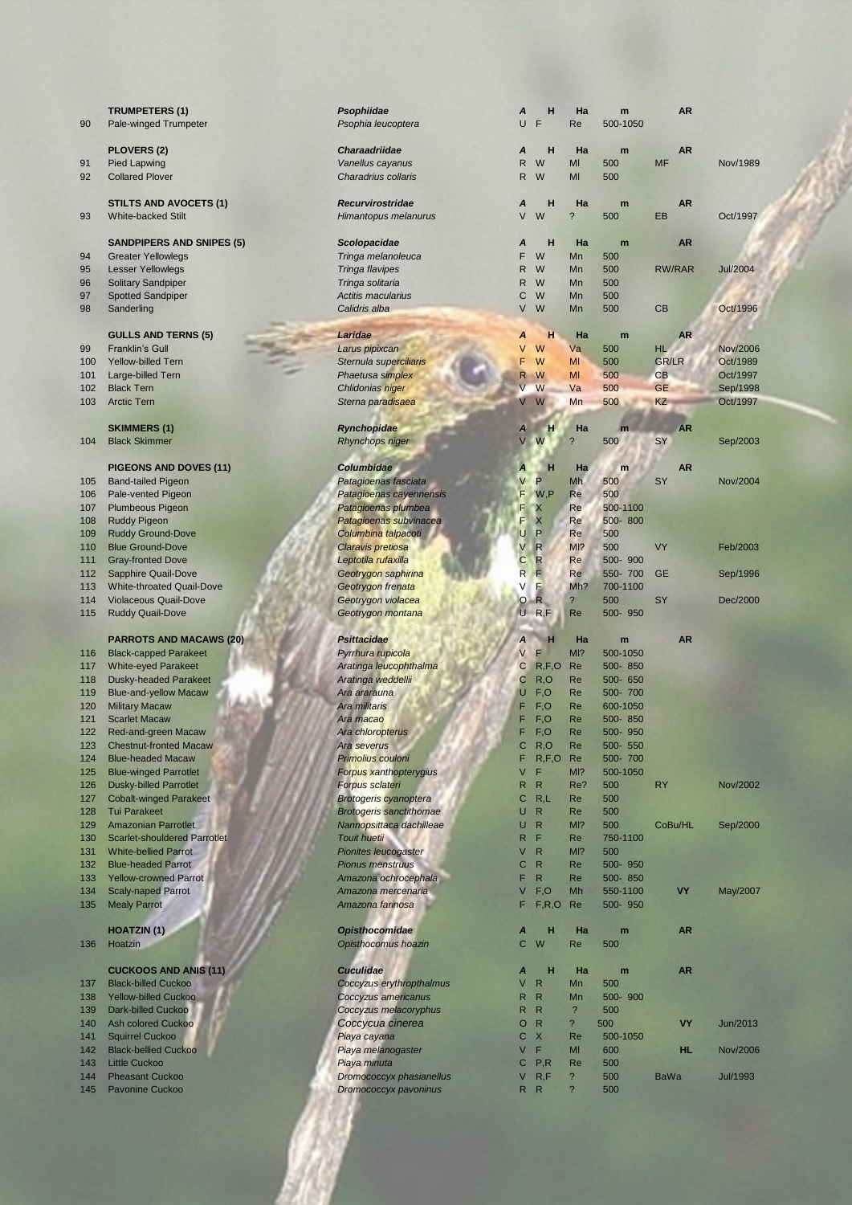| # | Name | Scientific name | A | H | Ha | m | AR | Date |
|---|---|---|---|---|---|---|---|---|
| | **TRUMPETERS (1)** | ***Psophiidae*** | ***A*** | **H** | **Ha** | **m** | **AR** | |
| 90 | Pale-winged Trumpeter | *Psophia leucoptera* | U | F | Re | 500-1050 | | |
| | **PLOVERS (2)** | ***Charadriidae*** | ***A*** | **H** | **Ha** | **m** | **AR** | |
| 91 | Pied Lapwing | *Vanellus cayanus* | R | W | Ml | 500 | MF | Nov/1989 |
| 92 | Collared Plover | *Charadrius collaris* | R | W | Ml | 500 | | |
| | **STILTS AND AVOCETS (1)** | ***Recurvirostridae*** | ***A*** | **H** | **Ha** | **m** | **AR** | |
| 93 | White-backed Stilt | *Himantopus melanurus* | V | W | ? | 500 | EB | Oct/1997 |
| | **SANDPIPERS AND SNIPES (5)** | ***Scolopacidae*** | ***A*** | **H** | **Ha** | **m** | **AR** | |
| 94 | Greater Yellowlegs | *Tringa melanoleuca* | F | W | Mn | 500 | | |
| 95 | Lesser Yellowlegs | *Tringa flavipes* | R | W | Mn | 500 | RW/RAR | Jul/2004 |
| 96 | Solitary Sandpiper | *Tringa solitaria* | R | W | Mn | 500 | | |
| 97 | Spotted Sandpiper | *Actitis macularius* | C | W | Mn | 500 | | |
| 98 | Sanderling | *Calidris alba* | V | W | Mn | 500 | CB | Oct/1996 |
| | **GULLS AND TERNS (5)** | ***Laridae*** | ***A*** | **H** | **Ha** | **m** | **AR** | |
| 99 | Franklin's Gull | *Larus pipixcan* | V | W | Va | 500 | HL | Nov/2006 |
| 100 | Yellow-billed Tern | *Sternula superciliaris* | F | W | Ml | 500 | GR/LR | Oct/1989 |
| 101 | Large-billed Tern | *Phaetusa simplex* | R | W | Ml | 500 | CB | Oct/1997 |
| 102 | Black Tern | *Chlidonias niger* | V | W | Va | 500 | GE | Sep/1998 |
| 103 | Arctic Tern | *Sterna paradisaea* | V | W | Mn | 500 | KZ | Oct/1997 |
| | **SKIMMERS (1)** | ***Rynchopidae*** | ***A*** | **H** | **Ha** | **m** | **AR** | |
| 104 | Black Skimmer | *Rhynchops niger* | V | W | ? | 500 | SY | Sep/2003 |
| | **PIGEONS AND DOVES (11)** | ***Columbidae*** | ***A*** | **H** | **Ha** | **m** | **AR** | |
| 105 | Band-tailed Pigeon | *Patagioenas fasciata* | V | P | Mh | 500 | SY | Nov/2004 |
| 106 | Pale-vented Pigeon | *Patagioenas cayennensis* | F | W,P | Re | 500 | | |
| 107 | Plumbeous Pigeon | *Patagioenas plumbea* | F | X | Re | 500-1100 | | |
| 108 | Ruddy Pigeon | *Patagioenas subvinacea* | F | X | Re | 500- 800 | | |
| 109 | Ruddy Ground-Dove | *Columbina talpacoti* | U | P | Re | 500 | | |
| 110 | Blue Ground-Dove | *Claravis pretiosa* | V | R | Ml? | 500 | VY | Feb/2003 |
| 111 | Gray-fronted Dove | *Leptotila rufaxilla* | C | R | Re | 500- 900 | | |
| 112 | Sapphire Quail-Dove | *Geotrygon saphirina* | R | F | Re | 550- 700 | GE | Sep/1996 |
| 113 | White-throated Quail-Dove | *Geotrygon frenata* | V | F | Mh? | 700-1100 | | |
| 114 | Violaceous Quail-Dove | *Geotrygon violacea* | O | R | ? | 500 | SY | Dec/2000 |
| 115 | Ruddy Quail-Dove | *Geotrygon montana* | U | R,F | Re | 500- 950 | | |
| | **PARROTS AND MACAWS (20)** | ***Psittacidae*** | ***A*** | **H** | **Ha** | **m** | **AR** | |
| 116 | Black-capped Parakeet | *Pyrrhura rupicola* | V | F | Ml? | 500-1050 | | |
| 117 | White-eyed Parakeet | *Aratinga leucophthalma* | C | R,F,O | Re | 500- 850 | | |
| 118 | Dusky-headed Parakeet | *Aratinga weddellii* | C | R,O | Re | 500- 650 | | |
| 119 | Blue-and-yellow Macaw | *Ara ararauna* | U | F,O | Re | 500- 700 | | |
| 120 | Military Macaw | *Ara militaris* | F | F,O | Re | 600-1050 | | |
| 121 | Scarlet Macaw | *Ara macao* | F | F,O | Re | 500- 850 | | |
| 122 | Red-and-green Macaw | *Ara chloropterus* | F | F,O | Re | 500- 950 | | |
| 123 | Chestnut-fronted Macaw | *Ara severus* | C | R,O | Re | 500- 550 | | |
| 124 | Blue-headed Macaw | *Primolius couloni* | F | R,F,O | Re | 500- 700 | | |
| 125 | Blue-winged Parrotlet | *Forpus xanthopterygius* | V | F | Ml? | 500-1050 | | |
| 126 | Dusky-billed Parrotlet | *Forpus sclateri* | R | R | Re? | 500 | RY | Nov/2002 |
| 127 | Cobalt-winged Parakeet | *Brotogeris cyanoptera* | C | R,L | Re | 500 | | |
| 128 | Tui Parakeet | *Brotogeris sanctithomae* | U | R | Re | 500 | | |
| 129 | Amazonian Parrotlet | *Nannopsittaca dachilleae* | U | R | Ml? | 500 | CoBu/HL | Sep/2000 |
| 130 | Scarlet-shouldered Parrotlet | *Touit huetii* | R | F | Re | 750-1100 | | |
| 131 | White-bellied Parrot | *Pionites leucogaster* | V | R | Ml? | 500 | | |
| 132 | Blue-headed Parrot | *Pionus menstruus* | C | R | Re | 500- 950 | | |
| 133 | Yellow-crowned Parrot | *Amazona ochrocephala* | F | R | Re | 500- 850 | | |
| 134 | Scaly-naped Parrot | *Amazona mercenaria* | V | F,O | Mh | 550-1100 | **VY** | May/2007 |
| 135 | Mealy Parrot | *Amazona farinosa* | F | F,R,O | Re | 500- 950 | | |
| | **HOATZIN (1)** | ***Opisthocomidae*** | ***A*** | **H** | **Ha** | **m** | **AR** | |
| 136 | Hoatzin | *Opisthocomus hoazin* | C | W | Re | 500 | | |
| | **CUCKOOS AND ANIS (11)** | ***Cuculidae*** | ***A*** | **H** | **Ha** | **m** | **AR** | |
| 137 | Black-billed Cuckoo | *Coccyzus erythropthalmus* | V | R | Mn | 500 | | |
| 138 | Yellow-billed Cuckoo | *Coccyzus americanus* | R | R | Mn | 500- 900 | | |
| 139 | Dark-billed Cuckoo | *Coccyzus melacoryphus* | R | R | ? | 500 | | |
| 140 | Ash colored Cuckoo | *Coccycua cinerea* | O | R | ? | 500 | **VY** | Jun/2013 |
| 141 | Squirrel Cuckoo | *Piaya cayana* | C | X | Re | 500-1050 | | |
| 142 | Black-bellied Cuckoo | *Piaya melanogaster* | V | F | Ml | 600 | **HL** | Nov/2006 |
| 143 | Little Cuckoo | *Piaya minuta* | C | P,R | Re | 500 | | |
| 144 | Pheasant Cuckoo | *Dromococcyx phasianellus* | V | R,F | ? | 500 | BaWa | Jul/1993 |
| 145 | Pavonine Cuckoo | *Dromococcyx pavoninus* | R | R | ? | 500 | | |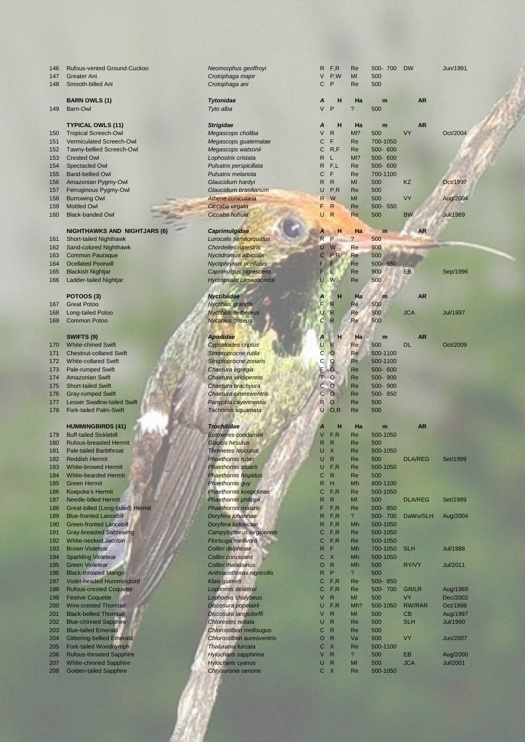| # | Name | Scientific name | A | H | Ha | m | AR | |
|---|---|---|---|---|---|---|---|---|
| 146 | Rufous-vented Ground-Cuckoo | *Neomorphus geoffroyi* | R | F,R | Re | 500- 700 | DW | Jun/1991 |
| 147 | Greater Ani | *Crotophaga major* | V | P,W | MI | 500 | | |
| 148 | Smooth-billed Ani | *Crotophaga ani* | C | P | Re | 500 | | |
| | **BARN OWLS (1)** | ***Tytonidae*** | ***A*** | **H** | **Ha** | **m** | **AR** | |
| 149 | Barn-Owl | *Tyto alba* | V | P | ? | 500 | | |
| | **TYPICAL OWLS (11)** | ***Strigidae*** | ***A*** | **H** | **Ha** | **m** | **AR** | |
| 150 | Tropical Screech-Owl | *Megascops choliba* | V | R | MI? | 500 | VY | Oct/2004 |
| 151 | Vermiculated Screech-Owl | *Megascops guatemalae* | C | F | Re | 700-1050 | | |
| 152 | Tawny-bellied Screech-Owl | *Megascops watsonii* | C | R,F | Re | 500- 600 | | |
| 153 | Crested Owl | *Lophostrix cristata* | R | L | MI? | 500- 600 | | |
| 154 | Spectacled Owl | *Pulsatrix perspicillata* | R | F,L | Re | 500- 600 | | |
| 155 | Band-bellied Owl | *Pulsatrix melanota* | C | F | Re | 700-1100 | | |
| 156 | Amazonian Pygmy-Owl | *Glaucidium hardyi* | R | R | MI | 500 | KZ | Oct/1997 |
| 157 | Ferruginous Pygmy-Owl | *Glaucidium brasilianum* | U | P,R | Re | 500 | | |
| 158 | Burrowing Owl | *Athene cunicularia* | R | W | MI | 500 | VY | Aug/2004 |
| 159 | Mottled Owl | *Ciccaba virgata* | F | R | Re | 500- 550 | | |
| 160 | Black-banded Owl | *Ciccaba huhula* | U | R | Re | 500 | BW | Jul/1989 |
| | **NIGHTHAWKS AND NIGHTJARS (6)** | ***Caprimulgidae*** | ***A*** | **H** | **Ha** | **m** | **AR** | |
| 161 | Short-tailed Nighthawk | *Lurocalis semitorquatus* | R | P | ? | 500 | | |
| 162 | Sand-colored Nighthawk | *Chordeiles rupestris* | U | W | Re | 500 | | |
| 163 | Common Pauraque | *Nyctidromus albicollis* | C | P,R | Re | 500 | | |
| 164 | Ocellated Poorwill | *Nyctiphrynus ocellatus* | F | F | Re | 500- 650 | | |
| 165 | Blackish Nightjar | *Caprimulgus nigrescens* | F | L | Re | 900 | EB | Sep/1996 |
| 166 | Ladder-tailed Nightjar | *Hydropsalis climacocerca* | U | W | Re | 500 | | |
| | **POTOOS (3)** | ***Nyctibiidae*** | ***A*** | **H** | **Ha** | **m** | **AR** | |
| 167 | Great Potoo | *Nyctibius grandis* | F | R | Re | 500 | | |
| 168 | Long-tailed Potoo | *Nyctibius aethereus* | U | R | Re | 500 | JCA | Jul/1997 |
| 169 | Common Potoo | *Nyctibius griseus* | C | R | Re | 500 | | |
| | **SWIFTS (9)** | ***Apodidae*** | ***A*** | **H** | **Ha** | **m** | **AR** | |
| 170 | White-chined Swift | *Cypseloides cryptus* | U | R | Re | 500 | DL | Oct/2009 |
| 171 | Chestnut-collared Swift | *Streptoprocne rutila* | C | O | Re | 500-1100 | | |
| 172 | White-collared Swift | *Streptoprocne zonaris* | C | O | Re | 500-1100 | | |
| 173 | Pale-rumped Swift | *Chaetura egregia* | F | O | Re | 500- 600 | | |
| 174 | Amazonian Swift | *Chaetura viridipennis* | T | O | Re | 500- 900 | | |
| 175 | Short-tailed Swift | *Chaetura brachyura* | C | O | Re | 500- 900 | | |
| 176 | Gray-rumped Swift | *Chaetura cinereiventris* | C | O | Re | 500- 850 | | |
| 177 | Lesser Swallow-tailed Swift | *Panyptila cayennensis* | R | O | Re | 500 | | |
| 178 | Fork-tailed Palm-Swift | *Tachornis squamata* | U | O,R | Re | 500 | | |
| | **HUMMINGBIRDS (41)** | ***Trochilidae*** | ***A*** | **H** | **Ha** | **m** | **AR** | |
| 179 | Buff-tailed Sicklebill | *Eutoxeres condamini* | V | F,R | Re | 500-1050 | | |
| 180 | Rufous-breasted Hermit | *Glaucis hirsutus* | R | R | Re | 500 | | |
| 181 | Pale-tailed Barbthroat | *Threnetes leucurus* | U | X | Re | 500-1050 | | |
| 182 | Reddish Hermit | *Phaethornis ruber* | U | R | Re | 500 | DLA/REG | Set/1999 |
| 183 | White-browed Hermit | *Phaethornis stuarti* | U | F,R | Re | 500-1050 | | |
| 184 | White-bearded Hermit | *Phaethornis hispidus* | C | R | Re | 500 | | |
| 185 | Green Hermit | *Phaethornis guy* | R | H | Mh | 800-1100 | | |
| 186 | Koepcke's Hermit | *Phaethornis koepckeae* | C | F,R | Re | 500-1050 | | |
| 187 | Needle-billed Hermit | *Phaethornis philippii* | R | R | MI | 500 | DLA/REG | Set/1999 |
| 188 | Great-billed (Long-tailed) Hermit | *Phaethornis malaris* | F | F,R | Re | 500- 850 | | |
| 189 | Blue-fronted Lancebill | *Doryfera johannae* | R | F,R | ? | 500- 700 | DaWo/SLH | Aug/2004 |
| 190 | Green-fronted Lancebill | *Doryfera ludoviciae* | R | F,R | Mh | 500-1050 | | |
| 191 | Gray-breasted Sabrewing | *Campylopterus largipennis* | C | F,R | Re | 500-1050 | | |
| 192 | White-necked Jacobin | *Florisuga mellivora* | C | F,R | Re | 500-1050 | | |
| 193 | Brown Violetear | *Colibri delphinae* | R | F | Mh | 700-1050 | SLH | Jul/1988 |
| 194 | Sparkling Violetear | *Colibri coruscans* | C | X | Mh | 500-1050 | | |
| 195 | Green Violetear | *Colibri thalassinus* | O | R | Mh | 500 | RY/VY | Jul/2011 |
| 196 | Black-throated Mango | *Anthracothorax nigricollis* | R | P | ? | 500 | | |
| 197 | Violet-headed Hummingbird | *Klais guimeti* | C | F,R | Re | 500- 850 | | |
| 198 | Rufous-crested Coquette | *Lophornis delattrei* | C | F,R | Re | 500- 700 | GR/LR | Aug/1989 |
| 199 | Festive Coquette | *Lophornis chalybeus* | V | R | MI | 500 | VY | Dec/2002 |
| 200 | Wire-crested Thorntail | *Discosura popelairii* | U | F,R | Mh? | 500-1050 | RW/RAR | Oct/1998 |
| 201 | Black-bellied Thorntail | *Discosura langsdorffi* | V | R | MI | 500 | CB | Aug/1997 |
| 202 | Blue-chinned Sapphire | *Chlorestes notata* | U | R | Re | 500 | SLH | Jul/1990 |
| 203 | Blue-tailed Emerald | *Chlorostilbon mellisugus* | C | R | Re | 500 | | |
| 204 | Glittering-bellied Emerald | *Chlorostilbon aureoventris* | O | R | Va | 500 | VY | Jun/2007 |
| 205 | Fork-tailed Woodnymph | *Thalurania furcata* | C | X | Re | 500-1100 | | |
| 206 | Rufous-throated Sapphire | *Hylocharis sapphirina* | V | R | ? | 500 | EB | Aug/2000 |
| 207 | White-chinned Sapphire | *Hylocharis cyanus* | U | R | MI | 500 | JCA | Jul/2001 |
| 208 | Golden-tailed Sapphire | *Chrysuronia oenone* | C | X | Re | 500-1050 | | |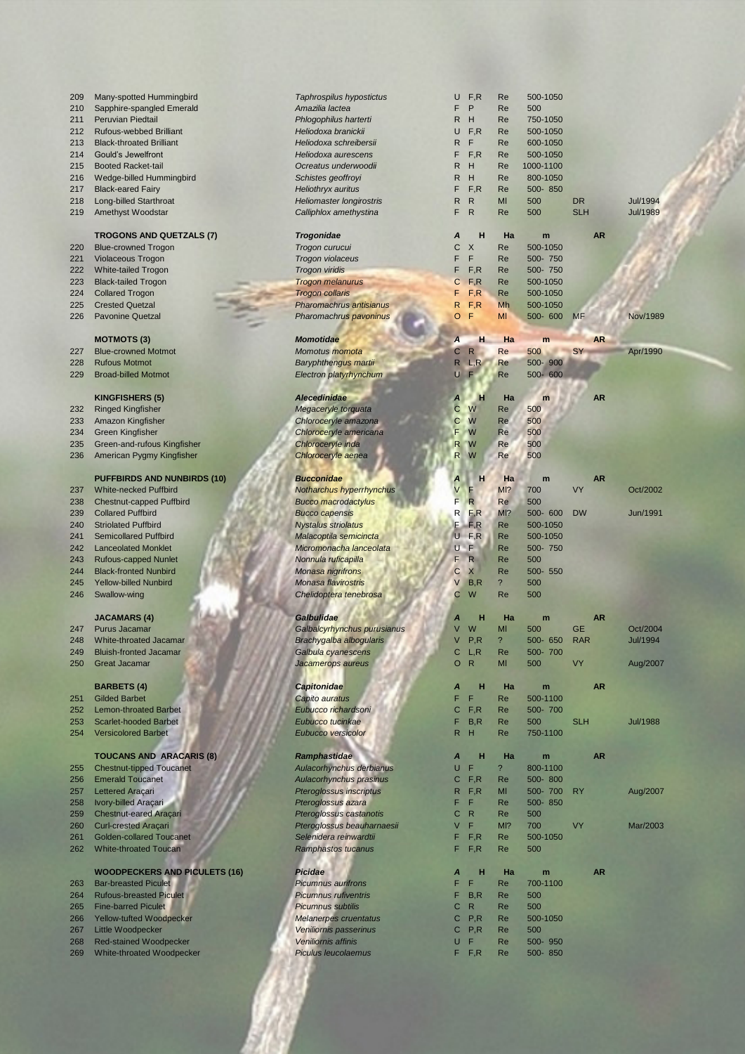| | | | | | | | | |
|---|---|---|---|---|---|---|---|---|
| 209 | Many-spotted Hummingbird | *Taphrospilus hypostictus* | U | F,R | Re | 500-1050 | | |
| 210 | Sapphire-spangled Emerald | *Amazilia lactea* | F | P | Re | 500 | | |
| 211 | Peruvian Piedtail | *Phlogophilus harterti* | R | H | Re | 750-1050 | | |
| 212 | Rufous-webbed Brilliant | *Heliodoxa branickii* | U | F,R | Re | 500-1050 | | |
| 213 | Black-throated Brilliant | *Heliodoxa schreibersii* | R | F | Re | 600-1050 | | |
| 214 | Gould's Jewelfront | *Heliodoxa aurescens* | F | F,R | Re | 500-1050 | | |
| 215 | Booted Racket-tail | *Ocreatus underwoodii* | R | H | Re | 1000-1100 | | |
| 216 | Wedge-billed Hummingbird | *Schistes geoffroyi* | R | H | Re | 800-1050 | | |
| 217 | Black-eared Fairy | *Heliothryx auritus* | F | F,R | Re | 500- 850 | | |
| 218 | Long-billed Starthroat | *Heliomaster longirostris* | R | R | Ml | 500 | DR | Jul/1994 |
| 219 | Amethyst Woodstar | *Calliphlox amethystina* | F | R | Re | 500 | SLH | Jul/1989 |
| | **TROGONS AND QUETZALS (7)** | ***Trogonidae*** | ***A*** | **H** | **Ha** | **m** | **AR** | |
| 220 | Blue-crowned Trogon | *Trogon curucui* | C | X | Re | 500-1050 | | |
| 221 | Violaceous Trogon | *Trogon violaceus* | F | F | Re | 500- 750 | | |
| 222 | White-tailed Trogon | *Trogon viridis* | F | F,R | Re | 500- 750 | | |
| 223 | Black-tailed Trogon | *Trogon melanurus* | C | F,R | Re | 500-1050 | | |
| 224 | Collared Trogon | *Trogon collaris* | F | F,R | Re | 500-1050 | | |
| 225 | Crested Quetzal | *Pharomachrus antisianus* | R | F,R | Mh | 500-1050 | | |
| 226 | Pavonine Quetzal | *Pharomachrus pavoninus* | O | F | Ml | 500- 600 | MF | Nov/1989 |
| | **MOTMOTS (3)** | ***Momotidae*** | ***A*** | **H** | **Ha** | **m** | **AR** | |
| 227 | Blue-crowned Motmot | *Momotus momota* | C | R | Re | 500 | SY | Apr/1990 |
| 228 | Rufous Motmot | *Baryphthengus martii* | R | L,R | Re | 500- 900 | | |
| 229 | Broad-billed Motmot | *Electron platyrhynchum* | U | F | Re | 500- 600 | | |
| | **KINGFISHERS (5)** | ***Alecedinidae*** | ***A*** | **H** | **Ha** | **m** | **AR** | |
| 232 | Ringed Kingfisher | *Megaceryle torquata* | C | W | Re | 500 | | |
| 233 | Amazon Kingfisher | *Chloroceryle amazona* | C | W | Re | 500 | | |
| 234 | Green Kingfisher | *Chloroceryle americana* | F | W | Re | 500 | | |
| 235 | Green-and-rufous Kingfisher | *Chloroceryle inda* | R | W | Re | 500 | | |
| 236 | American Pygmy Kingfisher | *Chloroceryle aenea* | R | W | Re | 500 | | |
| | **PUFFBIRDS AND NUNBIRDS (10)** | ***Bucconidae*** | ***A*** | **H** | **Ha** | **m** | **AR** | |
| 237 | White-necked Puffbird | *Notharchus hyperrhynchus* | V | F | Ml? | 700 | VY | Oct/2002 |
| 238 | Chestnut-capped Puffbird | *Bucco macrodactylus* | F | R | Re | 500 | | |
| 239 | Collared Puffbird | *Bucco capensis* | R | F,R | Ml? | 500- 600 | DW | Jun/1991 |
| 240 | Striolated Puffbird | *Nystalus striolatus* | F | F,R | Re | 500-1050 | | |
| 241 | Semicollared Puffbird | *Malacoptila semicincta* | U | F,R | Re | 500-1050 | | |
| 242 | Lanceolated Monklet | *Micromonacha lanceolata* | U | F | Re | 500- 750 | | |
| 243 | Rufous-capped Nunlet | *Nonnula ruficapilla* | F | R | Re | 500 | | |
| 244 | Black-fronted Nunbird | *Monasa nigrifrons* | C | X | Re | 500- 550 | | |
| 245 | Yellow-billed Nunbird | *Monasa flavirostris* | V | B,R | ? | 500 | | |
| 246 | Swallow-wing | *Chelidoptera tenebrosa* | C | W | Re | 500 | | |
| | **JACAMARS (4)** | ***Galbulidae*** | ***A*** | **H** | **Ha** | **m** | **AR** | |
| 247 | Purus Jacamar | *Galbalcyrhynchus purusianus* | V | W | Ml | 500 | GE | Oct/2004 |
| 248 | White-throated Jacamar | *Brachygalba albogularis* | V | P,R | ? | 500- 650 | RAR | Jul/1994 |
| 249 | Bluish-fronted Jacamar | *Galbula cyanescens* | C | L,R | Re | 500- 700 | | |
| 250 | Great Jacamar | *Jacamerops aureus* | O | R | Ml | 500 | VY | Aug/2007 |
| | **BARBETS (4)** | ***Capitonidae*** | ***A*** | **H** | **Ha** | **m** | **AR** | |
| 251 | Gilded Barbet | *Capito auratus* | F | F | Re | 500-1100 | | |
| 252 | Lemon-throated Barbet | *Eubucco richardsoni* | C | F,R | Re | 500- 700 | | |
| 253 | Scarlet-hooded Barbet | *Eubucco tucinkae* | F | B,R | Re | 500 | SLH | Jul/1988 |
| 254 | Versicolored Barbet | *Eubucco versicolor* | R | H | Re | 750-1100 | | |
| | **TOUCANS AND ARACARIS (8)** | ***Ramphastidae*** | ***A*** | **H** | **Ha** | **m** | **AR** | |
| 255 | Chestnut-tipped Toucanet | *Aulacorhynchus derbianus* | U | F | ? | 800-1100 | | |
| 256 | Emerald Toucanet | *Aulacorhynchus prasinus* | C | F,R | Re | 500- 800 | | |
| 257 | Lettered Araçari | *Pteroglossus inscriptus* | R | F,R | Ml | 500- 700 | RY | Aug/2007 |
| 258 | Ivory-billed Araçari | *Pteroglossus azara* | F | F | Re | 500- 850 | | |
| 259 | Chestnut-eared Araçari | *Pteroglossus castanotis* | C | R | Re | 500 | | |
| 260 | Curl-crested Araçari | *Pteroglossus beauharnaesii* | V | F | Ml? | 700 | VY | Mar/2003 |
| 261 | Golden-collared Toucanet | *Selenidera reinwardtii* | F | F,R | Re | 500-1050 | | |
| 262 | White-throated Toucan | *Ramphastos tucanus* | F | F,R | Re | 500 | | |
| | **WOODPECKERS AND PICULETS (16)** | ***Picidae*** | ***A*** | **H** | **Ha** | **m** | **AR** | |
| 263 | Bar-breasted Piculet | *Picumnus aurifrons* | F | F | Re | 700-1100 | | |
| 264 | Rufous-breasted Piculet | *Picumnus rufiventris* | F | B,R | Re | 500 | | |
| 265 | Fine-barred Piculet | *Picumnus subtilis* | C | R | Re | 500 | | |
| 266 | Yellow-tufted Woodpecker | *Melanerpes cruentatus* | C | P,R | Re | 500-1050 | | |
| 267 | Little Woodpecker | *Veniliornis passerinus* | C | P,R | Re | 500 | | |
| 268 | Red-stained Woodpecker | *Veniliornis affinis* | U | F | Re | 500- 950 | | |
| 269 | White-throated Woodpecker | *Piculus leucolaemus* | F | F,R | Re | 500- 850 | | |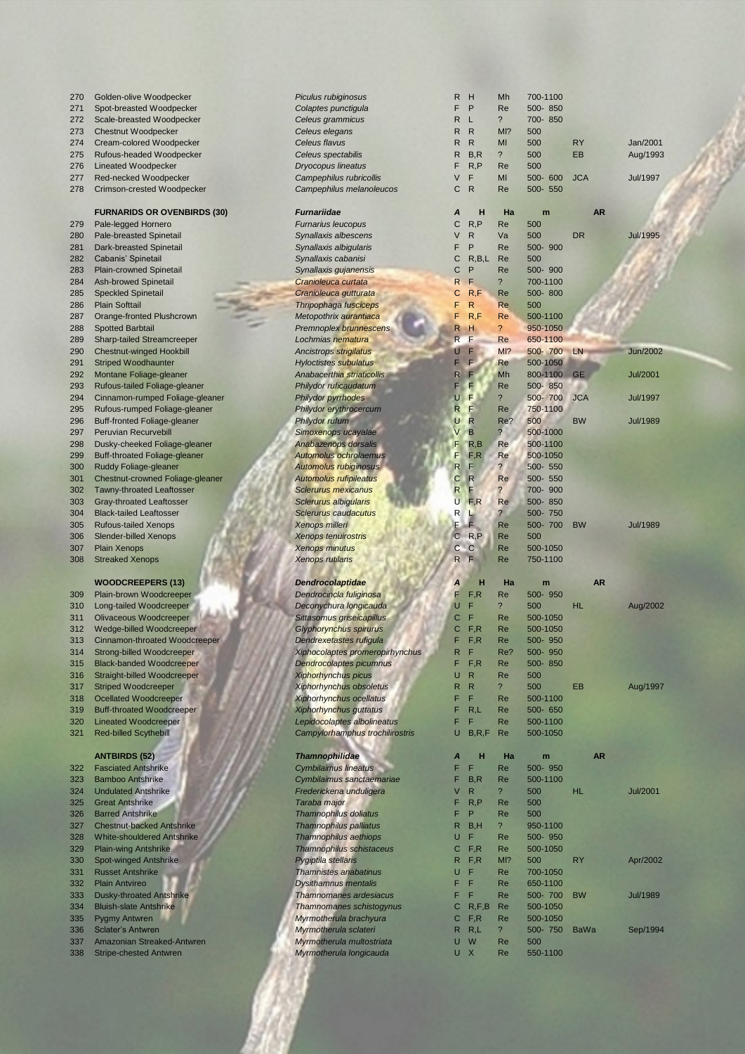| | | | | | | | | |
|---|---|---|---|---|---|---|---|---|
| 270 | Golden-olive Woodpecker | *Piculus rubiginosus* | R | H | Mh | 700-1100 | | |
| 271 | Spot-breasted Woodpecker | *Colaptes punctigula* | F | P | Re | 500- 850 | | |
| 272 | Scale-breasted Woodpecker | *Celeus grammicus* | R | L | ? | 700- 850 | | |
| 273 | Chestnut Woodpecker | *Celeus elegans* | R | R | Ml? | 500 | | |
| 274 | Cream-colored Woodpecker | *Celeus flavus* | R | R | Ml | 500 | RY | Jan/2001 |
| 275 | Rufous-headed Woodpecker | *Celeus spectabilis* | R | B,R | ? | 500 | EB | Aug/1993 |
| 276 | Lineated Woodpecker | *Dryocopus lineatus* | F | R,P | Re | 500 | | |
| 277 | Red-necked Woodpecker | *Campephilus rubricollis* | V | F | Ml | 500- 600 | JCA | Jul/1997 |
| 278 | Crimson-crested Woodpecker | *Campephilus melanoleucos* | C | R | Re | 500- 550 | | |
| | **FURNARIDS OR OVENBIRDS (30)** | ***Furnariidae*** | ***A*** | **H** | **Ha** | **m** | **AR** | |
| 279 | Pale-legged Hornero | *Furnarius leucopus* | C | R,P | Re | 500 | | |
| 280 | Pale-breasted Spinetail | *Synallaxis albescens* | V | R | Va | 500 | DR | Jul/1995 |
| 281 | Dark-breasted Spinetail | *Synallaxis albigularis* | F | P | Re | 500- 900 | | |
| 282 | Cabanis' Spinetail | *Synallaxis cabanisi* | C | R,B,L | Re | 500 | | |
| 283 | Plain-crowned Spinetail | *Synallaxis gujanensis* | C | P | Re | 500- 900 | | |
| 284 | Ash-browed Spinetail | *Cranioleuca curtata* | R | F | ? | 700-1100 | | |
| 285 | Speckled Spinetail | *Cranioleuca gutturata* | C | R,F | Re | 500- 800 | | |
| 286 | Plain Softtail | *Thripophaga fusciceps* | F | R | Re | 500 | | |
| 287 | Orange-fronted Plushcrown | *Metopothrix aurantiaca* | F | R,F | Re | 500-1100 | | |
| 288 | Spotted Barbtail | *Premnoplex brunnescens* | R | H | ? | 950-1050 | | |
| 289 | Sharp-tailed Streamcreeper | *Lochmias nematura* | R | F | Re | 650-1100 | | |
| 290 | Chestnut-winged Hookbill | *Ancistrops strigilatus* | U | F | Ml? | 500- 700 | LN | Jun/2002 |
| 291 | Striped Woodhaunter | *Hyloctistes subulatus* | F | F | Re | 500-1050 | | |
| 292 | Montane Foliage-gleaner | *Anabacerthia striaticollis* | R | F | Mh | 800-1100 | GE | Jul/2001 |
| 293 | Rufous-tailed Foliage-gleaner | *Philydor ruficaudatum* | F | F | Re | 500- 850 | | |
| 294 | Cinnamon-rumped Foliage-gleaner | *Philydor pyrrhodes* | U | F | ? | 500- 700 | JCA | Jul/1997 |
| 295 | Rufous-rumped Foliage-gleaner | *Philydor erythrocercum* | R | F | Re | 750-1100 | | |
| 296 | Buff-fronted Foliage-gleaner | *Philydor rufum* | U | R | Re? | 500 | BW | Jul/1989 |
| 297 | Peruvian Recurvebill | *Simoxenops ucayalae* | V | B | ? | 500-1000 | | |
| 298 | Dusky-cheeked Foliage-gleaner | *Anabazenops dorsalis* | F | R,B | Re | 500-1100 | | |
| 299 | Buff-throated Foliage-gleaner | *Automolus ochrolaemus* | F | F,R | Re | 500-1050 | | |
| 300 | Ruddy Foliage-gleaner | *Automolus rubiginosus* | R | F | ? | 500- 550 | | |
| 301 | Chestnut-crowned Foliage-gleaner | *Automolus rufipileatus* | C | R | Re | 500- 550 | | |
| 302 | Tawny-throated Leaftosser | *Sclerurus mexicanus* | R | F | ? | 700- 900 | | |
| 303 | Gray-throated Leaftosser | *Sclerurus albigularis* | U | F,R | Re | 500- 850 | | |
| 304 | Black-tailed Leaftosser | *Sclerurus caudacutus* | R | L | ? | 500- 750 | | |
| 305 | Rufous-tailed Xenops | *Xenops milleri* | F | F | Re | 500- 700 | BW | Jul/1989 |
| 306 | Slender-billed Xenops | *Xenops tenurostris* | C | R,P | Re | 500 | | |
| 307 | Plain Xenops | *Xenops minutus* | C | C | Re | 500-1050 | | |
| 308 | Streaked Xenops | *Xenops rutilans* | R | F | Re | 750-1100 | | |
| | **WOODCREEPERS (13)** | ***Dendrocolaptidae*** | ***A*** | **H** | **Ha** | **m** | **AR** | |
| 309 | Plain-brown Woodcreeper | *Dendrocincla fuliginosa* | F | F,R | Re | 500- 950 | | |
| 310 | Long-tailed Woodcreeper | *Deconychura longicauda* | U | F | ? | 500 | HL | Aug/2002 |
| 311 | Olivaceous Woodcreeper | *Sittasomus griseicapillus* | C | F | Re | 500-1050 | | |
| 312 | Wedge-billed Woodcreeper | *Glyphorynchus spirurus* | C | F,R | Re | 500-1050 | | |
| 313 | Cinnamon-throated Woodcreeper | *Dendrexetastes rufigula* | F | F,R | Re | 500- 950 | | |
| 314 | Strong-billed Woodcreeper | *Xiphocolaptes promeropirhynchus* | R | F | Re? | 500- 950 | | |
| 315 | Black-banded Woodcreeper | *Dendrocolaptes picumnus* | F | F,R | Re | 500- 850 | | |
| 316 | Straight-billed Woodcreeper | *Xiphorhynchus picus* | U | R | Re | 500 | | |
| 317 | Striped Woodcreeper | *Xiphorhynchus obsoletus* | R | R | ? | 500 | EB | Aug/1997 |
| 318 | Ocellated Woodcreeper | *Xiphorhynchus ocellatus* | F | F | Re | 500-1100 | | |
| 319 | Buff-throated Woodcreeper | *Xiphorhynchus guttatus* | F | R,L | Re | 500- 650 | | |
| 320 | Lineated Woodcreeper | *Lepidocolaptes albolineatus* | F | F | Re | 500-1100 | | |
| 321 | Red-billed Scythebill | *Campylorhamphus trochilirostris* | U | B,R,F | Re | 500-1050 | | |
| | **ANTBIRDS (52)** | ***Thamnophilidae*** | ***A*** | **H** | **Ha** | **m** | **AR** | |
| 322 | Fasciated Antshrike | *Cymbilaimus lineatus* | F | F | Re | 500- 950 | | |
| 323 | Bamboo Antshrike | *Cymbilaimus sanctaemariae* | F | B,R | Re | 500-1100 | | |
| 324 | Undulated Antshrike | *Frederickena unduligera* | V | R | ? | 500 | HL | Jul/2001 |
| 325 | Great Antshrike | *Taraba major* | F | R,P | Re | 500 | | |
| 326 | Barred Antshrike | *Thamnophilus doliatus* | F | P | Re | 500 | | |
| 327 | Chestnut-backed Antshrike | *Thamnophilus palliatus* | R | B,H | ? | 950-1100 | | |
| 328 | White-shouldered Antshrike | *Thamnophilus aethiops* | U | F | Re | 500- 950 | | |
| 329 | Plain-wing Antshrike | *Thamnophilus schistaceus* | C | F,R | Re | 500-1050 | | |
| 330 | Spot-winged Antshrike | *Pygiptila stellaris* | R | F,R | Ml? | 500 | RY | Apr/2002 |
| 331 | Russet Antshrike | *Thamnistes anabatinus* | U | F | Re | 700-1050 | | |
| 332 | Plain Antvireo | *Dysithamnus mentalis* | F | F | Re | 650-1100 | | |
| 333 | Dusky-throated Antshrike | *Thamnomanes ardesiacus* | F | F | Re | 500- 700 | BW | Jul/1989 |
| 334 | Bluish-slate Antshrike | *Thamnomanes schistogynus* | C | R,F,B | Re | 500-1050 | | |
| 335 | Pygmy Antwren | *Myrmotherula brachyura* | C | F,R | Re | 500-1050 | | |
| 336 | Sclater's Antwren | *Myrmotherula sclateri* | R | R,L | ? | 500- 750 | BaWa | Sep/1994 |
| 337 | Amazonian Streaked-Antwren | *Myrmotherula multostriata* | U | W | Re | 500 | | |
| 338 | Stripe-chested Antwren | *Myrmotherula longicauda* | U | X | Re | 550-1100 | | |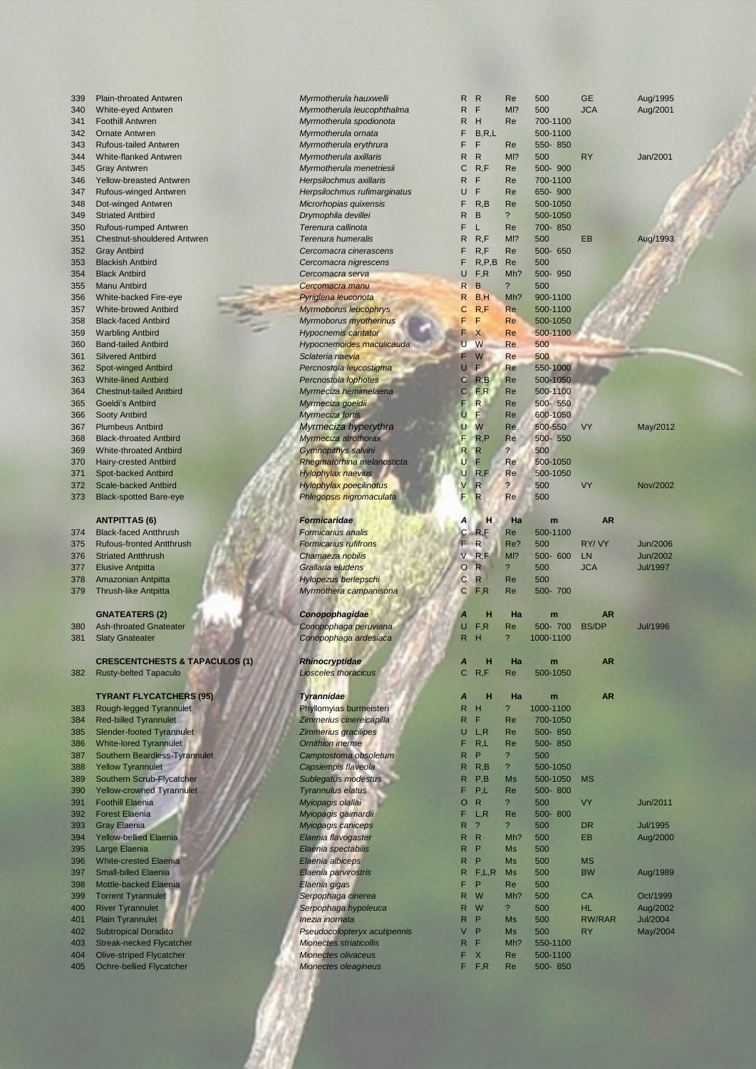| # | English name | Scientific name | A | H | Ha | m | AR | |
|---|---|---|---|---|---|---|---|---|
| 339 | Plain-throated Antwren | *Myrmotherula hauxwelli* | R | R | Re | 500 | GE | Aug/1995 |
| 340 | White-eyed Antwren | *Myrmotherula leucophthalma* | R | F | Ml? | 500 | JCA | Aug/2001 |
| 341 | Foothill Antwren | *Myrmotherula spodionota* | R | H | Re | 700-1100 | | |
| 342 | Ornate Antwren | *Myrmotherula ornata* | F | B,R,L | | 500-1100 | | |
| 343 | Rufous-tailed Antwren | *Myrmotherula erythrura* | F | F | Re | 550- 850 | | |
| 344 | White-flanked Antwren | *Myrmotherula axillaris* | R | R | Ml? | 500 | RY | Jan/2001 |
| 345 | Gray Antwren | *Myrmotherula menetriesii* | C | R,F | Re | 500- 900 | | |
| 346 | Yellow-breasted Antwren | *Herpsilochmus axillaris* | R | F | Re | 700-1100 | | |
| 347 | Rufous-winged Antwren | *Herpsilochmus rufimarginatus* | U | F | Re | 650- 900 | | |
| 348 | Dot-winged Antwren | *Microrhopias quixensis* | F | R,B | Re | 500-1050 | | |
| 349 | Striated Antbird | *Drymophila devillei* | R | B | ? | 500-1050 | | |
| 350 | Rufous-rumped Antwren | *Terenura callinota* | F | L | Re | 700- 850 | | |
| 351 | Chestnut-shouldered Antwren | *Terenura humeralis* | R | R,F | Ml? | 500 | EB | Aug/1993 |
| 352 | Gray Antbird | *Cercomacra cinerascens* | F | R,F | Re | 500- 650 | | |
| 353 | Blackish Antbird | *Cercomacra nigrescens* | F | R,P,B | Re | 500 | | |
| 354 | Black Antbird | *Cercomacra serva* | U | F,R | Mh? | 500- 950 | | |
| 355 | Manu Antbird | *Cercomacra manu* | R | B | ? | 500 | | |
| 356 | White-backed Fire-eye | *Pyriglena leuconota* | R | B,H | Mh? | 900-1100 | | |
| 357 | White-browed Antbird | *Myrmoborus leucophrys* | C | R,F | Re | 500-1100 | | |
| 358 | Black-faced Antbird | *Myrmoborus myotherinus* | F | F | Re | 500-1050 | | |
| 359 | Warbling Antbird | *Hypocnemis cantator* | F | X | Re | 500-1100 | | |
| 360 | Band-tailed Antbird | *Hypocnemoides maculicauda* | U | W | Re | 500 | | |
| 361 | Silvered Antbird | *Sclateria naevia* | F | W | Re | 500 | | |
| 362 | Spot-winged Antbird | *Percnostola leucostigma* | U | F | Re | 550-1000 | | |
| 363 | White-lined Antbird | *Percnostola lophotes* | C | R,B | Re | 500-1050 | | |
| 364 | Chestnut-tailed Antbird | *Myrmeciza hemimelaena* | C | F,R | Re | 500-1100 | | |
| 365 | Goeldi's Antbird | *Myrmeciza goeldii* | F | R | Re | 500- 550 | | |
| 366 | Sooty Antbird | *Myrmeciza fortis* | U | F | Re | 600-1050 | | |
| 367 | Plumbeus Antbird | *Myrmeciza hyperythra* | U | W | Re | 500-550 | VY | May/2012 |
| 368 | Black-throated Antbird | *Myrmeciza atrothorax* | F | R,P | Re | 500- 550 | | |
| 369 | White-throated Antbird | *Gymnopithys salvini* | R | R | ? | 500 | | |
| 370 | Hairy-crested Antbird | *Rhegmatorhina melanosticta* | U | F | Re | 500-1050 | | |
| 371 | Spot-backed Antbird | *Hylophylax naevius* | U | R,F | Re | 500-1050 | | |
| 372 | Scale-backed Antbird | *Hylophylax poecilinotus* | V | R | ? | 500 | VY | Nov/2002 |
| 373 | Black-spotted Bare-eye | *Phlegopsis nigromaculata* | F | R | Re | 500 | | |
| | **ANTPITTAS (6)** | ***Formicariidae*** | ***A*** | **H** | **Ha** | **m** | **AR** | |
| 374 | Black-faced Antthrush | *Formicarius analis* | C | R,F | Re | 500-1100 | | |
| 375 | Rufous-fronted Antthrush | *Formicarius rufifrons* | F | R | Re? | 500 | RY/ VY | Jun/2006 |
| 376 | Striated Antthrush | *Chamaeza nobilis* | V | R,F | Ml? | 500- 600 | LN | Jun/2002 |
| 377 | Elusive Antpitta | *Grallaria eludens* | O | R | ? | 500 | JCA | Jul/1997 |
| 378 | Amazonian Antpitta | *Hylopezus berlepschi* | C | R | Re | 500 | | |
| 379 | Thrush-like Antpitta | *Myrmothera campanisona* | C | F,R | Re | 500- 700 | | |
| | **GNATEATERS (2)** | ***Conopophagidae*** | ***A*** | **H** | **Ha** | **m** | **AR** | |
| 380 | Ash-throated Gnateater | *Conopophaga peruviana* | U | F,R | Re | 500- 700 | BS/DP | Jul/1996 |
| 381 | Slaty Gnateater | *Conopophaga ardesiaca* | R | H | ? | 1000-1100 | | |
| | **CRESCENTCHESTS & TAPACULOS (1)** | ***Rhinocryptidae*** | ***A*** | **H** | **Ha** | **m** | **AR** | |
| 382 | Rusty-belted Tapaculo | *Liosceles thoracicus* | C | R,F | Re | 500-1050 | | |
| | **TYRANT FLYCATCHERS (95)** | ***Tyrannidae*** | ***A*** | **H** | **Ha** | **m** | **AR** | |
| 383 | Rough-legged Tyrannulet | Phyllomyias burmeisteri | R | H | ? | 1000-1100 | | |
| 384 | Red-billed Tyrannulet | *Zimmerius cinereicapilla* | R | F | Re | 700-1050 | | |
| 385 | Slender-footed Tyrannulet | *Zimmerius gracilipes* | U | L,R | Re | 500- 850 | | |
| 386 | White-lored Tyrannulet | *Ornithion inerme* | F | R,L | Re | 500- 850 | | |
| 387 | Southern Beardless-Tyrannulet | *Camptostoma obsoletum* | R | P | ? | 500 | | |
| 388 | Yellow Tyrannulet | *Capsiempis flaveola* | R | R,B | ? | 500-1050 | | |
| 389 | Southern Scrub-Flycatcher | *Sublegatus modestus* | R | P,B | Ms | 500-1050 | MS | |
| 390 | Yellow-crowned Tyrannulet | *Tyrannulus elatus* | F | P,L | Re | 500- 800 | | |
| 391 | Foothill Elaenia | *Myiopagis olallai* | O | R | ? | 500 | VY | Jun/2011 |
| 392 | Forest Elaenia | *Myiopagis gaimardii* | F | L,R | Re | 500- 800 | | |
| 393 | Gray Elaenia | *Myiopagis caniceps* | R | ? | ? | 500 | DR | Jul/1995 |
| 394 | Yellow-bellied Elaenia | *Elaenia flavogaster* | R | R | Mh? | 500 | EB | Aug/2000 |
| 395 | Large Elaenia | *Elaenia spectabilis* | R | P | Ms | 500 | | |
| 396 | White-crested Elaenia | *Elaenia albiceps* | R | P | Ms | 500 | MS | |
| 397 | Small-billed Elaenia | *Elaenia parvirostris* | R | F,L,R | Ms | 500 | BW | Aug/1989 |
| 398 | Mottle-backed Elaenia | *Elaenia gigas* | F | P | Re | 500 | | |
| 399 | Torrent Tyrannulet | *Serpophaga cinerea* | R | W | Mh? | 500 | CA | Oct/1999 |
| 400 | River Tyrannulet | *Serpophaga hypoleuca* | R | W | ? | 500 | HL | Aug/2002 |
| 401 | Plain Tyrannulet | *Inezia inornata* | R | P | Ms | 500 | RW/RAR | Jul/2004 |
| 402 | Subtropical Doradito | *Pseudocolopteryx acutipennis* | V | P | Ms | 500 | RY | May/2004 |
| 403 | Streak-necked Flycatcher | *Mionectes striaticollis* | R | F | Mh? | 550-1100 | | |
| 404 | Olive-striped Flycatcher | *Mionectes olivaceus* | F | X | Re | 500-1100 | | |
| 405 | Ochre-bellied Flycatcher | *Mionectes oleagineus* | F | F,R | Re | 500- 850 | | |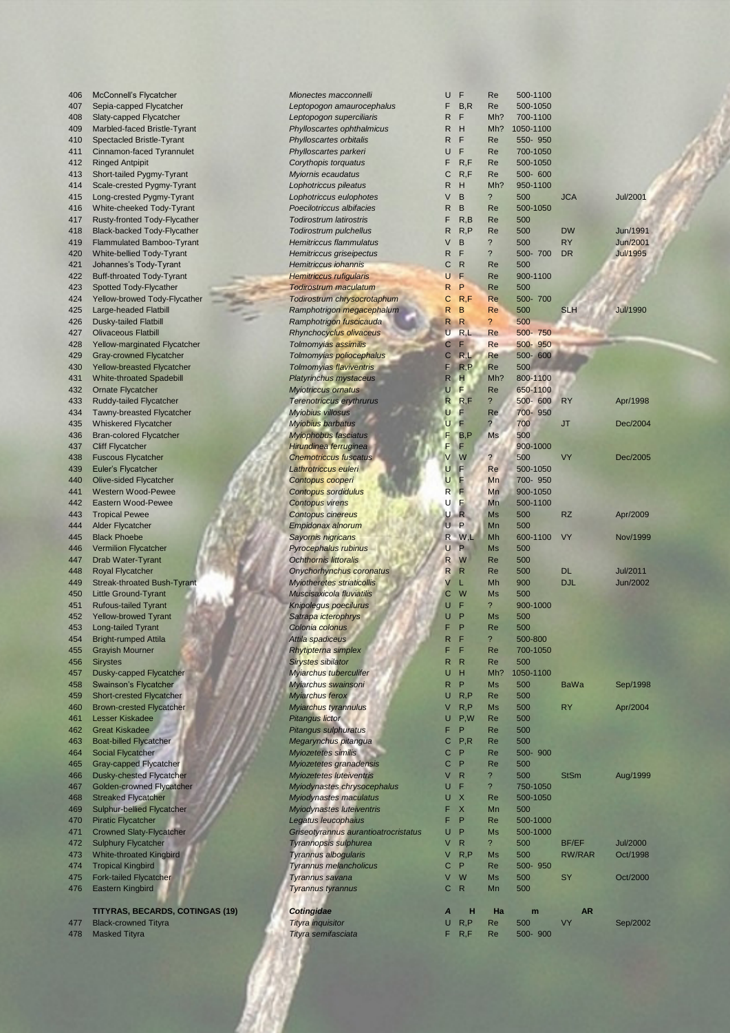| # | Species | Scientific name | A | H | Ha | m | AR | Date |
|---|---|---|---|---|---|---|---|---|
| 406 | McConnell's Flycatcher | *Mionectes macconnelli* | U | F | Re | 500-1100 | | |
| 407 | Sepia-capped Flycatcher | *Leptopogon amaurocephalus* | F | B,R | Re | 500-1050 | | |
| 408 | Slaty-capped Flycatcher | *Leptopogon superciliaris* | R | F | Mh? | 700-1100 | | |
| 409 | Marbled-faced Bristle-Tyrant | *Phylloscartes ophthalmicus* | R | H | Mh? | 1050-1100 | | |
| 410 | Spectacled Bristle-Tyrant | *Phylloscartes orbitalis* | R | F | Re | 550- 950 | | |
| 411 | Cinnamon-faced Tyrannulet | *Phylloscartes parkeri* | U | F | Re | 700-1050 | | |
| 412 | Ringed Antpipit | *Corythopis torquatus* | F | R,F | Re | 500-1050 | | |
| 413 | Short-tailed Pygmy-Tyrant | *Myiornis ecaudatus* | C | R,F | Re | 500- 600 | | |
| 414 | Scale-crested Pygmy-Tyrant | *Lophotriccus pileatus* | R | H | Mh? | 950-1100 | | |
| 415 | Long-crested Pygmy-Tyrant | *Lophotriccus eulophotes* | V | B | ? | 500 | JCA | Jul/2001 |
| 416 | White-cheeked Tody-Tyrant | *Poecilotriccus albifacies* | R | B | Re | 500-1050 | | |
| 417 | Rusty-fronted Tody-Flycather | *Todirostrum latirostris* | F | R,B | Re | 500 | | |
| 418 | Black-backed Tody-Flycather | *Todirostrum pulchellus* | R | R,P | Re | 500 | DW | Jun/1991 |
| 419 | Flammulated Bamboo-Tyrant | *Hemitriccus flammulatus* | V | B | ? | 500 | RY | Jun/2001 |
| 420 | White-bellied Tody-Tyrant | *Hemitriccus griseipectus* | R | F | ? | 500- 700 | DR | Jul/1995 |
| 421 | Johannes's Tody-Tyrant | *Hemitriccus iohannis* | C | R | Re | 500 | | |
| 422 | Buff-throated Tody-Tyrant | *Hemitriccus rufigularis* | U | F | Re | 900-1100 | | |
| 423 | Spotted Tody-Flycather | *Todirostrum maculatum* | R | P | Re | 500 | | |
| 424 | Yellow-browed Tody-Flycather | *Todirostrum chrysocrotaphum* | C | R,F | Re | 500- 700 | | |
| 425 | Large-headed Flatbill | *Ramphotrigon megacephalum* | R | B | Re | 500 | SLH | Jul/1990 |
| 426 | Dusky-tailed Flatbill | *Ramphotrigon fuscicauda* | R | R | ? | 500 | | |
| 427 | Olivaceous Flatbill | *Rhynchocyclus olivaceus* | U | R,L | Re | 500- 750 | | |
| 428 | Yellow-marginated Flycatcher | *Tolmomyias assimilis* | C | F | Re | 500- 950 | | |
| 429 | Gray-crowned Flycatcher | *Tolmomyias poliocephalus* | C | R,L | Re | 500- 600 | | |
| 430 | Yellow-breasted Flycatcher | *Tolmomyias flaviventris* | F | R,P | Re | 500 | | |
| 431 | White-throated Spadebill | *Platyrinchus mystaceus* | R | H | Mh? | 800-1100 | | |
| 432 | Ornate Flycatcher | *Myiotriccus ornatus* | U | F | Re | 650-1100 | | |
| 433 | Ruddy-tailed Flycatcher | *Terenotriccus erythrurus* | R | R,F | ? | 500- 600 | RY | Apr/1998 |
| 434 | Tawny-breasted Flycatcher | *Myiobius villosus* | U | F | Re | 700- 950 | | |
| 435 | Whiskered Flycatcher | *Myiobius barbatus* | U | F | ? | 700 | JT | Dec/2004 |
| 436 | Bran-colored Flycatcher | *Myiophobus fasciatus* | F | B,P | Ms | 500 | | |
| 437 | Cliff Flycatcher | *Hirundinea ferruginea* | F | F | | 900-1000 | | |
| 438 | Fuscous Flycatcher | *Cnemotriccus fuscatus* | V | W | ? | 500 | VY | Dec/2005 |
| 439 | Euler's Flycatcher | *Lathrotriccus euleri* | U | F | Re | 500-1050 | | |
| 440 | Olive-sided Flycatcher | *Contopus cooperi* | U | F | Mn | 700- 950 | | |
| 441 | Western Wood-Pewee | *Contopus sordidulus* | R | F | Mn | 900-1050 | | |
| 442 | Eastern Wood-Pewee | *Contopus virens* | U | F | Mn | 500-1100 | | |
| 443 | Tropical Pewee | *Contopus cinereus* | U | R | Ms | 500 | RZ | Apr/2009 |
| 444 | Alder Flycatcher | *Empidonax alnorum* | U | P | Mn | 500 | | |
| 445 | Black Phoebe | *Sayornis nigricans* | R | W,L | Mh | 600-1100 | VY | Nov/1999 |
| 446 | Vermilion Flycatcher | *Pyrocephalus rubinus* | U | P | Ms | 500 | | |
| 447 | Drab Water-Tyrant | *Ochthornis littoralis* | R | W | Re | 500 | | |
| 448 | Royal Flycatcher | *Onychorhynchus coronatus* | R | R | Re | 500 | DL | Jul/2011 |
| 449 | Streak-throated Bush-Tyrant | *Myiotheretes striaticollis* | V | L | Mh | 900 | DJL | Jun/2002 |
| 450 | Little Ground-Tyrant | *Muscisaxicola fluviatilis* | C | W | Ms | 500 | | |
| 451 | Rufous-tailed Tyrant | *Knipolegus poecilurus* | U | F | ? | 900-1000 | | |
| 452 | Yellow-browed Tyrant | *Satrapa icterophrys* | U | P | Ms | 500 | | |
| 453 | Long-tailed Tyrant | *Colonia colonus* | F | P | Re | 500 | | |
| 454 | Bright-rumped Attila | *Attila spadiceus* | R | F | ? | 500-800 | | |
| 455 | Grayish Mourner | *Rhytipterna simplex* | F | F | Re | 700-1050 | | |
| 456 | Sirystes | *Sirystes sibilator* | R | R | Re | 500 | | |
| 457 | Dusky-capped Flycatcher | *Myiarchus tuberculifer* | U | H | Mh? | 1050-1100 | | |
| 458 | Swainson's Flycatcher | *Myiarchus swainsoni* | R | P | Ms | 500 | BaWa | Sep/1998 |
| 459 | Short-crested Flycatcher | *Myiarchus ferox* | U | R,P | Re | 500 | | |
| 460 | Brown-crested Flycatcher | *Myiarchus tyrannulus* | V | R,P | Ms | 500 | RY | Apr/2004 |
| 461 | Lesser Kiskadee | *Pitangus lictor* | U | P,W | Re | 500 | | |
| 462 | Great Kiskadee | *Pitangus sulphuratus* | F | P | Re | 500 | | |
| 463 | Boat-billed Flycatcher | *Megarynchus pitangua* | C | P,R | Re | 500 | | |
| 464 | Social Flycatcher | *Myiozetetes similis* | C | P | Re | 500- 900 | | |
| 465 | Gray-capped Flycatcher | *Myiozetetes granadensis* | C | P | Re | 500 | | |
| 466 | Dusky-chested Flycatcher | *Myiozetetes luteiventris* | V | R | ? | 500 | StSm | Aug/1999 |
| 467 | Golden-crowned Flycatcher | *Myiodynastes chrysocephalus* | U | F | ? | 750-1050 | | |
| 468 | Streaked Flycatcher | *Myiodynastes maculatus* | U | X | Re | 500-1050 | | |
| 469 | Sulphur-bellied Flycatcher | *Myiodynastes luteiventris* | F | X | Mn | 500 | | |
| 470 | Piratic Flycatcher | *Legatus leucophaius* | F | P | Re | 500-1000 | | |
| 471 | Crowned Slaty-Flycatcher | *Griseotyrannus aurantioatrocristatus* | U | P | Ms | 500-1000 | | |
| 472 | Sulphury Flycatcher | *Tyrannopsis sulphurea* | V | R | ? | 500 | BF/EF | Jul/2000 |
| 473 | White-throated Kingbird | *Tyrannus albogularis* | V | R,P | Ms | 500 | RW/RAR | Oct/1998 |
| 474 | Tropical Kingbird | *Tyrannus melancholicus* | C | P | Re | 500- 950 | | |
| 475 | Fork-tailed Flycatcher | *Tyrannus savana* | V | W | Ms | 500 | SY | Oct/2000 |
| 476 | Eastern Kingbird | *Tyrannus tyrannus* | C | R | Mn | 500 | | |
| | **TITYRAS, BECARDS, COTINGAS (19)** | ***Cotingidae*** | ***A*** | **H** | **Ha** | **m** | **AR** | |
| 477 | Black-crowned Tityra | *Tityra inquisitor* | U | R,P | Re | 500 | VY | Sep/2002 |
| 478 | Masked Tityra | *Tityra semifasciata* | F | R,F | Re | 500- 900 | | |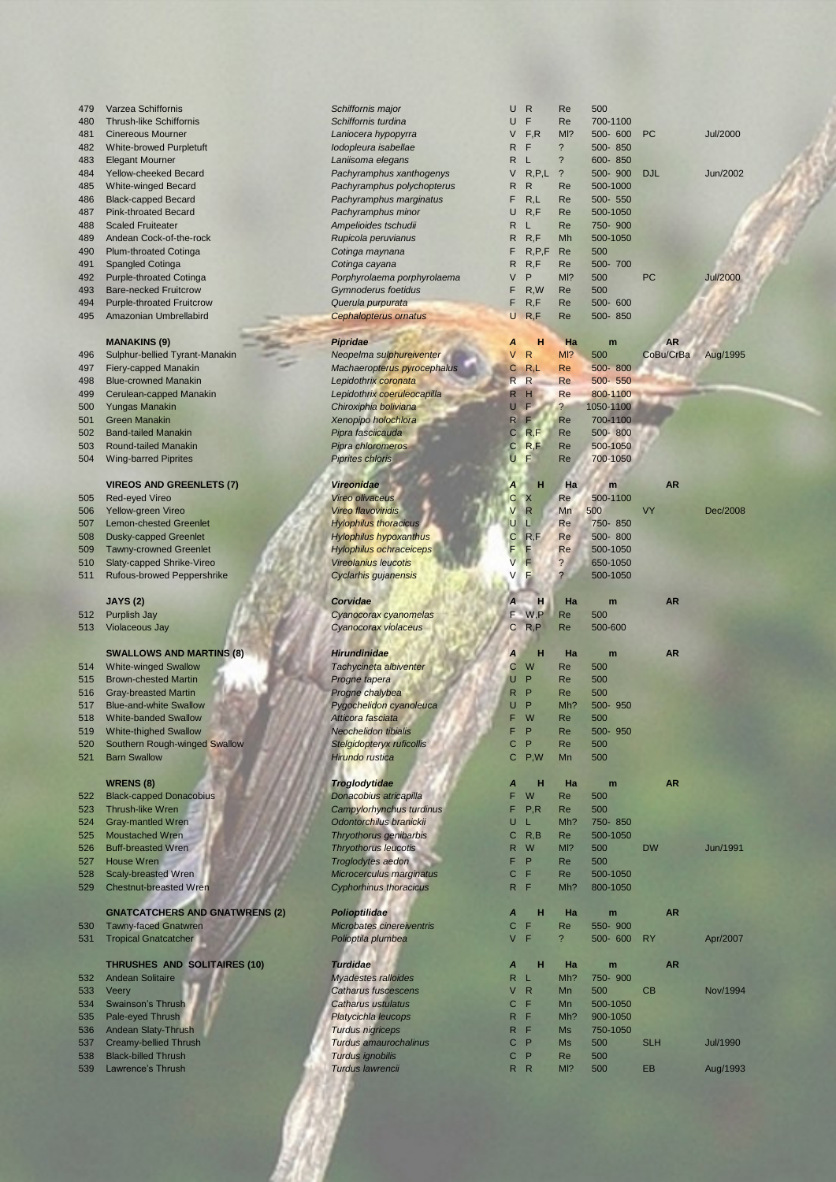| | | | | | | | | |
|---|---|---|---|---|---|---|---|---|
| 479 | Varzea Schiffornis | *Schiffornis major* | U | R | Re | 500 | | |
| 480 | Thrush-like Schiffornis | *Schiffornis turdina* | U | F | Re | 700-1100 | | |
| 481 | Cinereous Mourner | *Laniocera hypopyrra* | V | F,R | MI? | 500- 600 | PC | Jul/2000 |
| 482 | White-browed Purpletuft | *Iodopleura isabellae* | R | F | ? | 500- 850 | | |
| 483 | Elegant Mourner | *Laniisoma elegans* | R | L | ? | 600- 850 | | |
| 484 | Yellow-cheeked Becard | *Pachyramphus xanthogenys* | V | R,P,L | ? | 500- 900 | DJL | Jun/2002 |
| 485 | White-winged Becard | *Pachyramphus polychopterus* | R | R | Re | 500-1000 | | |
| 486 | Black-capped Becard | *Pachyramphus marginatus* | F | R,L | Re | 500- 550 | | |
| 487 | Pink-throated Becard | *Pachyramphus minor* | U | R,F | Re | 500-1050 | | |
| 488 | Scaled Fruiteater | *Ampelioides tschudii* | R | L | Re | 750- 900 | | |
| 489 | Andean Cock-of-the-rock | *Rupicola peruvianus* | R | R,F | Mh | 500-1050 | | |
| 490 | Plum-throated Cotinga | *Cotinga maynana* | F | R,P,F | Re | 500 | | |
| 491 | Spangled Cotinga | *Cotinga cayana* | R | R,F | Re | 500- 700 | | |
| 492 | Purple-throated Cotinga | *Porphyrolaema porphyrolaema* | V | P | MI? | 500 | PC | Jul/2000 |
| 493 | Bare-necked Fruitcrow | *Gymnoderus foetidus* | F | R,W | Re | 500 | | |
| 494 | Purple-throated Fruitcrow | *Querula purpurata* | F | R,F | Re | 500- 600 | | |
| 495 | Amazonian Umbrellabird | *Cephalopterus ornatus* | U | R,F | Re | 500- 850 | | |
| | **MANAKINS (9)** | ***Pipridae*** | ***A*** | **H** | **Ha** | **m** | **AR** | |
| 496 | Sulphur-bellied Tyrant-Manakin | *Neopelma sulphureiventer* | V | R | MI? | 500 | CoBu/CrBa | Aug/1995 |
| 497 | Fiery-capped Manakin | *Machaeropterus pyrocephalus* | C | R,L | Re | 500- 800 | | |
| 498 | Blue-crowned Manakin | *Lepidothrix coronata* | R | R | Re | 500- 550 | | |
| 499 | Cerulean-capped Manakin | *Lepidothrix coeruleocapilla* | R | H | Re | 800-1100 | | |
| 500 | Yungas Manakin | *Chiroxiphia boliviana* | U | F | ? | 1050-1100 | | |
| 501 | Green Manakin | *Xenopipo holochlora* | R | F | Re | 700-1100 | | |
| 502 | Band-tailed Manakin | *Pipra fasciicauda* | C | R,F | Re | 500- 800 | | |
| 503 | Round-tailed Manakin | *Pipra chloromeros* | C | R,F | Re | 500-1050 | | |
| 504 | Wing-barred Piprites | *Piprites chloris* | U | F | Re | 700-1050 | | |
| | **VIREOS AND GREENLETS (7)** | ***Vireonidae*** | ***A*** | **H** | **Ha** | **m** | **AR** | |
| 505 | Red-eyed Vireo | *Vireo olivaceus* | C | X | Re | 500-1100 | | |
| 506 | Yellow-green Vireo | *Vireo flavoviridis* | V | R | Mn | 500 | VY | Dec/2008 |
| 507 | Lemon-chested Greenlet | *Hylophilus thoracicus* | U | L | Re | 750- 850 | | |
| 508 | Dusky-capped Greenlet | *Hylophilus hypoxanthus* | C | R,F | Re | 500- 800 | | |
| 509 | Tawny-crowned Greenlet | *Hylophilus ochraceiceps* | F | F | Re | 500-1050 | | |
| 510 | Slaty-capped Shrike-Vireo | *Vireolanius leucotis* | V | F | ? | 650-1050 | | |
| 511 | Rufous-browed Peppershrike | *Cyclarhis gujanensis* | V | F | ? | 500-1050 | | |
| | **JAYS (2)** | ***Corvidae*** | ***A*** | **H** | **Ha** | **m** | **AR** | |
| 512 | Purplish Jay | *Cyanocorax cyanomelas* | F | W,P | Re | 500 | | |
| 513 | Violaceous Jay | *Cyanocorax violaceus* | C | R,P | Re | 500-600 | | |
| | **SWALLOWS AND MARTINS (8)** | ***Hirundinidae*** | ***A*** | **H** | **Ha** | **m** | **AR** | |
| 514 | White-winged Swallow | *Tachycineta albiventer* | C | W | Re | 500 | | |
| 515 | Brown-chested Martin | *Progne tapera* | U | P | Re | 500 | | |
| 516 | Gray-breasted Martin | *Progne chalybea* | R | P | Re | 500 | | |
| 517 | Blue-and-white Swallow | *Pygochelidon cyanoleuca* | U | P | Mh? | 500- 950 | | |
| 518 | White-banded Swallow | *Atticora fasciata* | F | W | Re | 500 | | |
| 519 | White-thighed Swallow | *Neochelidon tibialis* | F | P | Re | 500- 950 | | |
| 520 | Southern Rough-winged Swallow | *Stelgidopteryx ruficollis* | C | P | Re | 500 | | |
| 521 | Barn Swallow | *Hirundo rustica* | C | P,W | Mn | 500 | | |
| | **WRENS (8)** | ***Troglodytidae*** | ***A*** | **H** | **Ha** | **m** | **AR** | |
| 522 | Black-capped Donacobius | *Donacobius atricapilla* | F | W | Re | 500 | | |
| 523 | Thrush-like Wren | *Campylorhynchus turdinus* | F | P,R | Re | 500 | | |
| 524 | Gray-mantled Wren | *Odontorchilus branickii* | U | L | Mh? | 750- 850 | | |
| 525 | Moustached Wren | *Thryothorus genibarbis* | C | R,B | Re | 500-1050 | | |
| 526 | Buff-breasted Wren | *Thryothorus leucotis* | R | W | MI? | 500 | DW | Jun/1991 |
| 527 | House Wren | *Troglodytes aedon* | F | P | Re | 500 | | |
| 528 | Scaly-breasted Wren | *Microcerculus marginatus* | C | F | Re | 500-1050 | | |
| 529 | Chestnut-breasted Wren | *Cyphorhinus thoracicus* | R | F | Mh? | 800-1050 | | |
| | **GNATCATCHERS AND GNATWRENS (2)** | ***Polioptilidae*** | ***A*** | **H** | **Ha** | **m** | **AR** | |
| 530 | Tawny-faced Gnatwren | *Microbates cinereiventris* | C | F | Re | 550- 900 | | |
| 531 | Tropical Gnatcatcher | *Polioptila plumbea* | V | F | ? | 500- 600 | RY | Apr/2007 |
| | **THRUSHES AND SOLITAIRES (10)** | ***Turdidae*** | ***A*** | **H** | **Ha** | **m** | **AR** | |
| 532 | Andean Solitaire | *Myadestes ralloides* | R | L | Mh? | 750- 900 | | |
| 533 | Veery | *Catharus fuscescens* | V | R | Mn | 500 | CB | Nov/1994 |
| 534 | Swainson's Thrush | *Catharus ustulatus* | C | F | Mn | 500-1050 | | |
| 535 | Pale-eyed Thrush | *Platycichla leucops* | R | F | Mh? | 900-1050 | | |
| 536 | Andean Slaty-Thrush | *Turdus nigriceps* | R | F | Ms | 750-1050 | | |
| 537 | Creamy-bellied Thrush | *Turdus amaurochalinus* | C | P | Ms | 500 | SLH | Jul/1990 |
| 538 | Black-billed Thrush | *Turdus ignobilis* | C | P | Re | 500 | | |
| 539 | Lawrence's Thrush | *Turdus lawrencii* | R | R | MI? | 500 | EB | Aug/1993 |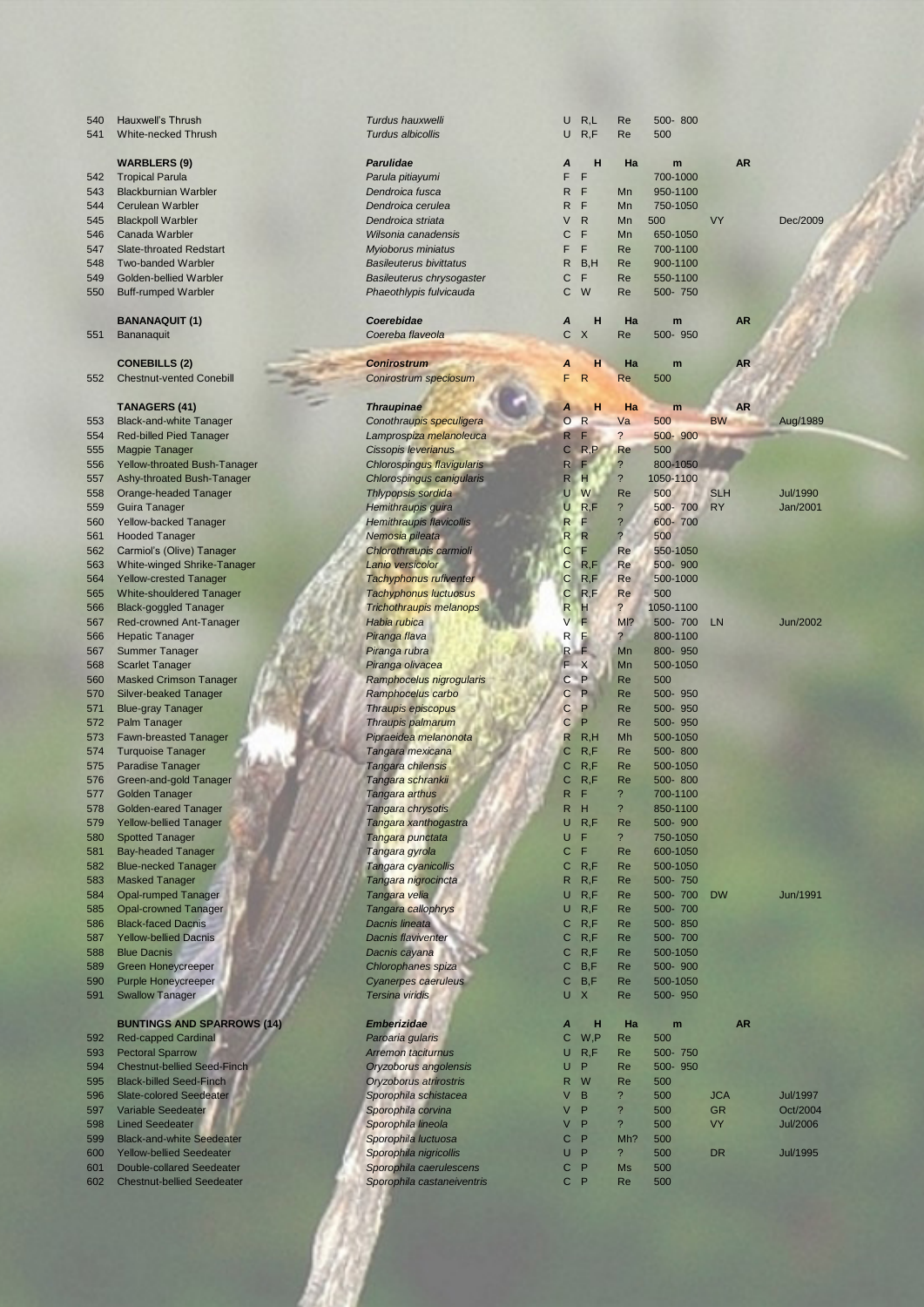| # | Name | Scientific name | A | H | Ha | m | AR | |
|---|---|---|---|---|---|---|---|---|
| 540 | Hauxwell's Thrush | *Turdus hauxwelli* | U | R,L | Re | 500- 800 | | |
| 541 | White-necked Thrush | *Turdus albicollis* | U | R,F | Re | 500 | | |
| | **WARBLERS (9)** | ***Parulidae*** | ***A*** | **H** | **Ha** | **m** | **AR** | |
| 542 | Tropical Parula | *Parula pitiayumi* | F | F | | 700-1000 | | |
| 543 | Blackburnian Warbler | *Dendroica fusca* | R | F | Mn | 950-1100 | | |
| 544 | Cerulean Warbler | *Dendroica cerulea* | R | F | Mn | 750-1050 | | |
| 545 | Blackpoll Warbler | *Dendroica striata* | V | R | Mn | 500 | VY | Dec/2009 |
| 546 | Canada Warbler | *Wilsonia canadensis* | C | F | Mn | 650-1050 | | |
| 547 | Slate-throated Redstart | *Myioborus miniatus* | F | F | Re | 700-1100 | | |
| 548 | Two-banded Warbler | *Basileuterus bivittatus* | R | B,H | Re | 900-1100 | | |
| 549 | Golden-bellied Warbler | *Basileuterus chrysogaster* | C | F | Re | 550-1100 | | |
| 550 | Buff-rumped Warbler | *Phaeothlypis fulvicauda* | C | W | Re | 500- 750 | | |
| | **BANANAQUIT (1)** | ***Coerebidae*** | ***A*** | **H** | **Ha** | **m** | **AR** | |
| 551 | Bananaquit | *Coereba flaveola* | C | X | Re | 500- 950 | | |
| | **CONEBILLS (2)** | ***Conirostrum*** | ***A*** | **H** | **Ha** | **m** | **AR** | |
| 552 | Chestnut-vented Conebill | *Conirostrum speciosum* | F | R | Re | 500 | | |
| | **TANAGERS (41)** | ***Thraupinae*** | ***A*** | **H** | **Ha** | **m** | **AR** | |
| 553 | Black-and-white Tanager | *Conothraupis speculigera* | O | R | Va | 500 | BW | Aug/1989 |
| 554 | Red-billed Pied Tanager | *Lamprospiza melanoleuca* | R | F | ? | 500- 900 | | |
| 555 | Magpie Tanager | *Cissopis leverianus* | C | R,P | Re | 500 | | |
| 556 | Yellow-throated Bush-Tanager | *Chlorospingus flavigularis* | R | F | ? | 800-1050 | | |
| 557 | Ashy-throated Bush-Tanager | *Chlorospingus canigularis* | R | H | ? | 1050-1100 | | |
| 558 | Orange-headed Tanager | *Thlypopsis sordida* | U | W | Re | 500 | SLH | Jul/1990 |
| 559 | Guira Tanager | *Hemithraupis guira* | U | R,F | ? | 500- 700 | RY | Jan/2001 |
| 560 | Yellow-backed Tanager | *Hemithraupis flavicollis* | R | F | ? | 600- 700 | | |
| 561 | Hooded Tanager | *Nemosia pileata* | R | R | ? | 500 | | |
| 562 | Carmiol's (Olive) Tanager | *Chlorothraupis carmioli* | C | F | Re | 550-1050 | | |
| 563 | White-winged Shrike-Tanager | *Lanio versicolor* | C | R,F | Re | 500- 900 | | |
| 564 | Yellow-crested Tanager | *Tachyphonus rufiventer* | C | R,F | Re | 500-1000 | | |
| 565 | White-shouldered Tanager | *Tachyphonus luctuosus* | C | R,F | Re | 500 | | |
| 566 | Black-goggled Tanager | *Trichothraupis melanops* | R | H | ? | 1050-1100 | | |
| 567 | Red-crowned Ant-Tanager | *Habia rubica* | V | F | Ml? | 500- 700 | LN | Jun/2002 |
| 566 | Hepatic Tanager | *Piranga flava* | R | F | ? | 800-1100 | | |
| 567 | Summer Tanager | *Piranga rubra* | R | F | Mn | 800- 950 | | |
| 568 | Scarlet Tanager | *Piranga olivacea* | F | X | Mn | 500-1050 | | |
| 560 | Masked Crimson Tanager | *Ramphocelus nigrogularis* | C | P | Re | 500 | | |
| 570 | Silver-beaked Tanager | *Ramphocelus carbo* | C | P | Re | 500- 950 | | |
| 571 | Blue-gray Tanager | *Thraupis episcopus* | C | P | Re | 500- 950 | | |
| 572 | Palm Tanager | *Thraupis palmarum* | C | P | Re | 500- 950 | | |
| 573 | Fawn-breasted Tanager | *Pipraeidea melanonota* | R | R,H | Mh | 500-1050 | | |
| 574 | Turquoise Tanager | *Tangara mexicana* | C | R,F | Re | 500- 800 | | |
| 575 | Paradise Tanager | *Tangara chilensis* | C | R,F | Re | 500-1050 | | |
| 576 | Green-and-gold Tanager | *Tangara schrankii* | C | R,F | Re | 500- 800 | | |
| 577 | Golden Tanager | *Tangara arthus* | R | F | ? | 700-1100 | | |
| 578 | Golden-eared Tanager | *Tangara chrysotis* | R | H | ? | 850-1100 | | |
| 579 | Yellow-bellied Tanager | *Tangara xanthogastra* | U | R,F | Re | 500- 900 | | |
| 580 | Spotted Tanager | *Tangara punctata* | U | F | ? | 750-1050 | | |
| 581 | Bay-headed Tanager | *Tangara gyrola* | C | F | Re | 600-1050 | | |
| 582 | Blue-necked Tanager | *Tangara cyanicollis* | C | R,F | Re | 500-1050 | | |
| 583 | Masked Tanager | *Tangara nigrocincta* | R | R,F | Re | 500- 750 | | |
| 584 | Opal-rumped Tanager | *Tangara velia* | U | R,F | Re | 500- 700 | DW | Jun/1991 |
| 585 | Opal-crowned Tanager | *Tangara callophrys* | U | R,F | Re | 500- 700 | | |
| 586 | Black-faced Dacnis | *Dacnis lineata* | C | R,F | Re | 500- 850 | | |
| 587 | Yellow-bellied Dacnis | *Dacnis flaviventer* | C | R,F | Re | 500- 700 | | |
| 588 | Blue Dacnis | *Dacnis cayana* | C | R,F | Re | 500-1050 | | |
| 589 | Green Honeycreeper | *Chlorophanes spiza* | C | B,F | Re | 500- 900 | | |
| 590 | Purple Honeycreeper | *Cyanerpes caeruleus* | C | B,F | Re | 500-1050 | | |
| 591 | Swallow Tanager | *Tersina viridis* | U | X | Re | 500- 950 | | |
| | **BUNTINGS AND SPARROWS (14)** | ***Emberizidae*** | ***A*** | **H** | **Ha** | **m** | **AR** | |
| 592 | Red-capped Cardinal | *Paroaria gularis* | C | W,P | Re | 500 | | |
| 593 | Pectoral Sparrow | *Arremon taciturnus* | U | R,F | Re | 500- 750 | | |
| 594 | Chestnut-bellied Seed-Finch | *Oryzoborus angolensis* | U | P | Re | 500- 950 | | |
| 595 | Black-billed Seed-Finch | *Oryzoborus atrirostris* | R | W | Re | 500 | | |
| 596 | Slate-colored Seedeater | *Sporophila schistacea* | V | B | ? | 500 | JCA | Jul/1997 |
| 597 | Variable Seedeater | *Sporophila corvina* | V | P | ? | 500 | GR | Oct/2004 |
| 598 | Lined Seedeater | *Sporophila lineola* | V | P | ? | 500 | VY | Jul/2006 |
| 599 | Black-and-white Seedeater | *Sporophila luctuosa* | C | P | Mh? | 500 | | |
| 600 | Yellow-bellied Seedeater | *Sporophila nigricollis* | U | P | ? | 500 | DR | Jul/1995 |
| 601 | Double-collared Seedeater | *Sporophila caerulescens* | C | P | Ms | 500 | | |
| 602 | Chestnut-bellied Seedeater | *Sporophila castaneiventris* | C | P | Re | 500 | | |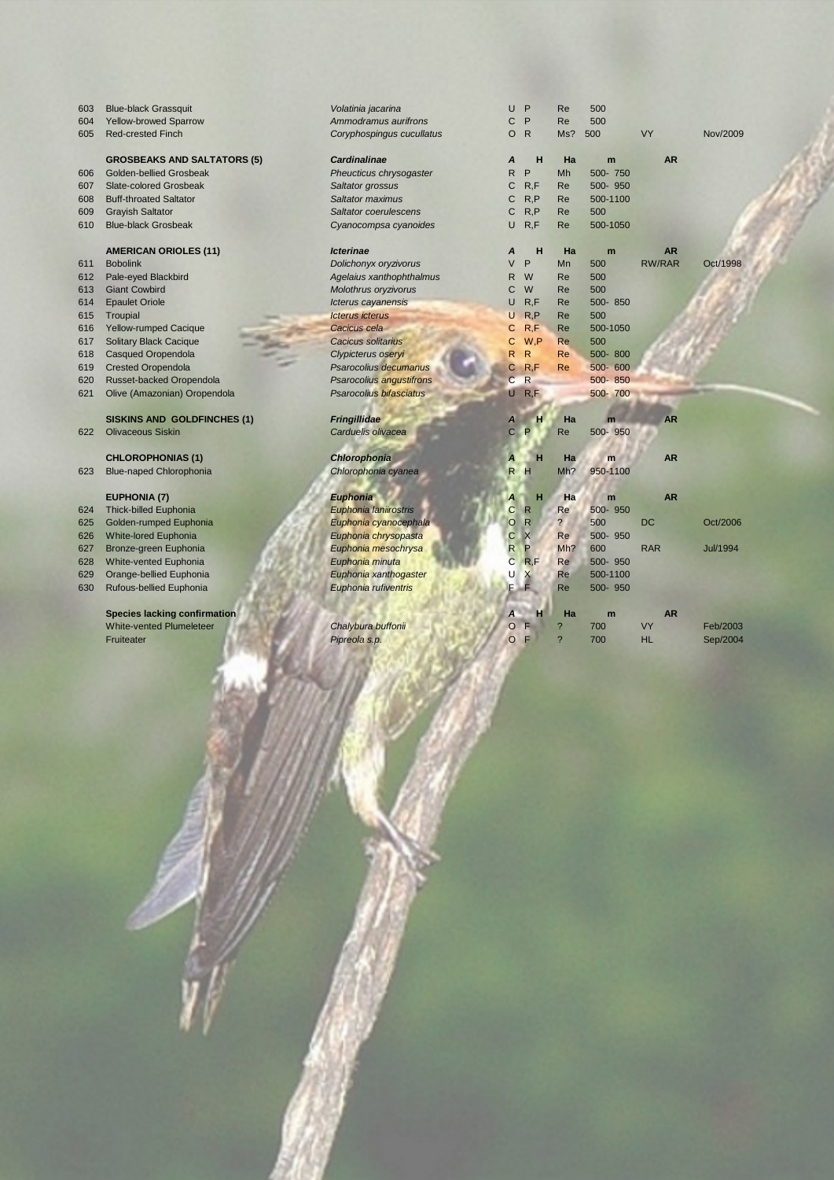| | | | | | | | | |
|---|---|---|---|---|---|---|---|---|
| 603 | Blue-black Grassquit | *Volatinia jacarina* | U | P | Re | 500 | | |
| 604 | Yellow-browed Sparrow | *Ammodramus aurifrons* | C | P | Re | 500 | | |
| 605 | Red-crested Finch | *Coryphospingus cucullatus* | O | R | Ms? | 500 | VY | Nov/2009 |
| | **GROSBEAKS AND SALTATORS (5)** | ***Cardinalinae*** | ***A*** | **H** | **Ha** | **m** | **AR** | |
| 606 | Golden-bellied Grosbeak | *Pheucticus chrysogaster* | R | P | Mh | 500- 750 | | |
| 607 | Slate-colored Grosbeak | *Saltator grossus* | C | R,F | Re | 500- 950 | | |
| 608 | Buff-throated Saltator | *Saltator maximus* | C | R,P | Re | 500-1100 | | |
| 609 | Grayish Saltator | *Saltator coerulescens* | C | R,P | Re | 500 | | |
| 610 | Blue-black Grosbeak | *Cyanocompsa cyanoides* | U | R,F | Re | 500-1050 | | |
| | **AMERICAN ORIOLES (11)** | ***Icterinae*** | ***A*** | **H** | **Ha** | **m** | **AR** | |
| 611 | Bobolink | *Dolichonyx oryzivorus* | V | P | Mn | 500 | RW/RAR | Oct/1998 |
| 612 | Pale-eyed Blackbird | *Agelaius xanthophthalmus* | R | W | Re | 500 | | |
| 613 | Giant Cowbird | *Molothrus oryzivorus* | C | W | Re | 500 | | |
| 614 | Epaulet Oriole | *Icterus cayanensis* | U | R,F | Re | 500- 850 | | |
| 615 | Troupial | *Icterus icterus* | U | R,P | Re | 500 | | |
| 616 | Yellow-rumped Cacique | *Cacicus cela* | C | R,F | Re | 500-1050 | | |
| 617 | Solitary Black Cacique | *Cacicus solitarius* | C | W,P | Re | 500 | | |
| 618 | Casqued Oropendola | *Clypicterus oseryi* | R | R | Re | 500- 800 | | |
| 619 | Crested Oropendola | *Psarocolius decumanus* | C | R,F | Re | 500- 600 | | |
| 620 | Russet-backed Oropendola | *Psarocolius angustifrons* | C | R | | 500- 850 | | |
| 621 | Olive (Amazonian) Oropendola | *Psarocolius bifasciatus* | U | R,F | | 500- 700 | | |
| | **SISKINS AND GOLDFINCHES (1)** | ***Fringillidae*** | ***A*** | **H** | **Ha** | **m** | **AR** | |
| 622 | Olivaceous Siskin | *Carduelis olivacea* | C | P | Re | 500- 950 | | |
| | **CHLOROPHONIAS (1)** | ***Chlorophonia*** | ***A*** | **H** | **Ha** | **m** | **AR** | |
| 623 | Blue-naped Chlorophonia | *Chlorophonia cyanea* | R | H | Mh? | 950-1100 | | |
| | **EUPHONIA (7)** | ***Euphonia*** | ***A*** | **H** | **Ha** | **m** | **AR** | |
| 624 | Thick-billed Euphonia | *Euphonia laniirostris* | C | R | Re | 500- 950 | | |
| 625 | Golden-rumped Euphonia | *Euphonia cyanocephala* | O | R | ? | 500 | DC | Oct/2006 |
| 626 | White-lored Euphonia | *Euphonia chrysopasta* | C | X | Re | 500- 950 | | |
| 627 | Bronze-green Euphonia | *Euphonia mesochrysa* | R | P | Mh? | 600 | RAR | Jul/1994 |
| 628 | White-vented Euphonia | *Euphonia minuta* | C | R,F | Re | 500- 950 | | |
| 629 | Orange-bellied Euphonia | *Euphonia xanthogaster* | U | X | Re | 500-1100 | | |
| 630 | Rufous-bellied Euphonia | *Euphonia rufiventris* | F | F | Re | 500- 950 | | |
| | **Species lacking confirmation** | | ***A*** | **H** | **Ha** | **m** | **AR** | |
| | White-vented Plumeleteer | *Chalybura buffonii* | O | F | ? | 700 | VY | Feb/2003 |
| | Fruiteater | *Pipreola s.p.* | O | F | ? | 700 | HL | Sep/2004 |